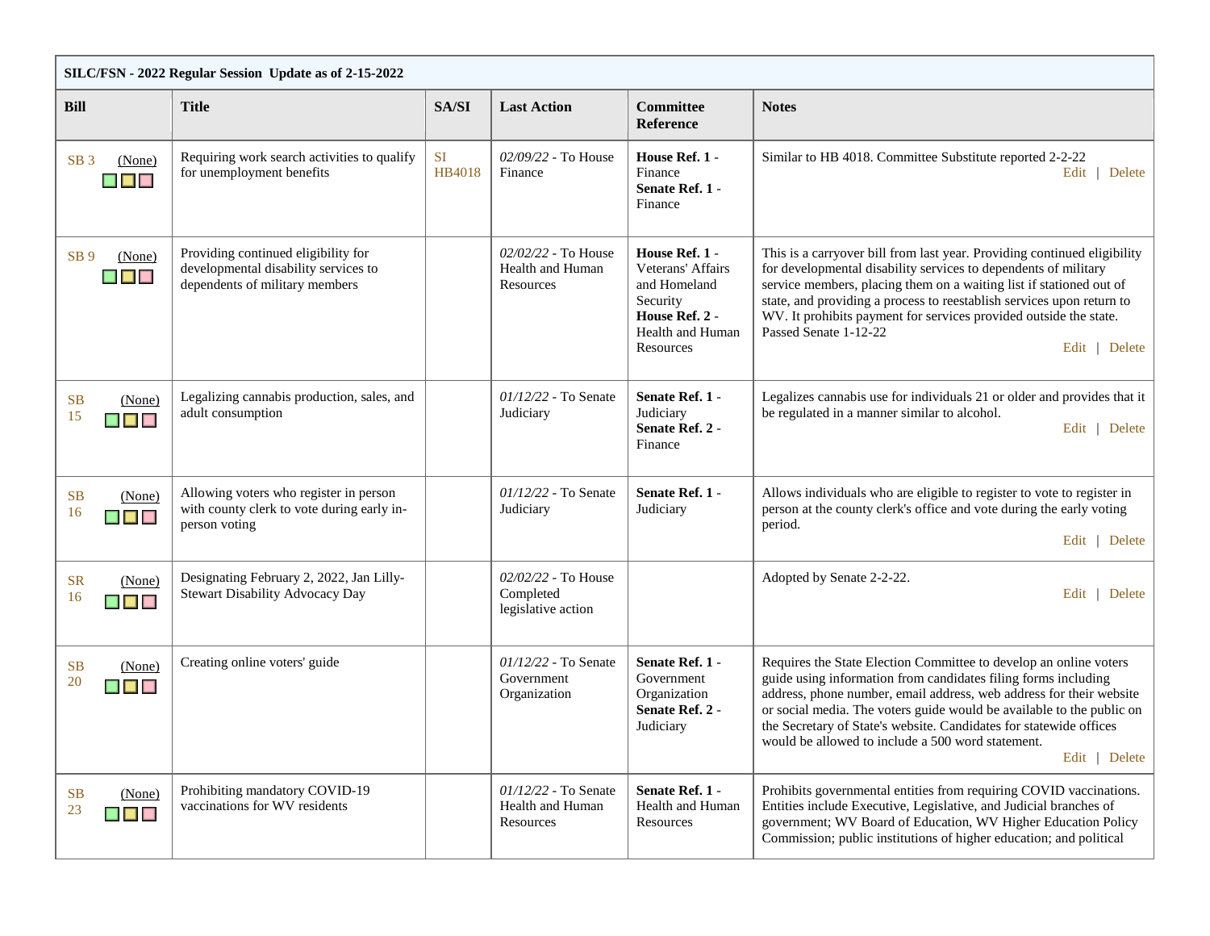| SILC/FSN - 2022 Regular Session Update as of 2-15-2022 | | | | | |
|---|---|---|---|---|---|
| **Bill** | **Title** | **SA/SI** | **Last Action** | **Committee Reference** | **Notes** |
| SB 3 (None) | Requiring work search activities to qualify for unemployment benefits | SI HB4018 | *02/09/22* - To House Finance | **House Ref. 1** - Finance **Senate Ref. 1** - Finance | Similar to HB 4018. Committee Substitute reported 2-2-22 Edit \| Delete |
| SB 9 (None) | Providing continued eligibility for developmental disability services to dependents of military members | | *02/02/22* - To House Health and Human Resources | **House Ref. 1** - Veterans' Affairs and Homeland Security **House Ref. 2** - Health and Human Resources | This is a carryover bill from last year. Providing continued eligibility for developmental disability services to dependents of military service members, placing them on a waiting list if stationed out of state, and providing a process to reestablish services upon return to WV. It prohibits payment for services provided outside the state. Passed Senate 1-12-22 Edit \| Delete |
| SB 15 (None) | Legalizing cannabis production, sales, and adult consumption | | *01/12/22* - To Senate Judiciary | **Senate Ref. 1** - Judiciary **Senate Ref. 2** - Finance | Legalizes cannabis use for individuals 21 or older and provides that it be regulated in a manner similar to alcohol. Edit \| Delete |
| SB 16 (None) | Allowing voters who register in person with county clerk to vote during early in-person voting | | *01/12/22* - To Senate Judiciary | **Senate Ref. 1** - Judiciary | Allows individuals who are eligible to register to vote to register in person at the county clerk's office and vote during the early voting period. Edit \| Delete |
| SR 16 (None) | Designating February 2, 2022, Jan Lilly-Stewart Disability Advocacy Day | | *02/02/22* - To House Completed legislative action | | Adopted by Senate 2-2-22. Edit \| Delete |
| SB 20 (None) | Creating online voters' guide | | *01/12/22* - To Senate Government Organization | **Senate Ref. 1** - Government Organization **Senate Ref. 2** - Judiciary | Requires the State Election Committee to develop an online voters guide using information from candidates filing forms including address, phone number, email address, web address for their website or social media. The voters guide would be available to the public on the Secretary of State's website. Candidates for statewide offices would be allowed to include a 500 word statement. Edit \| Delete |
| SB 23 (None) | Prohibiting mandatory COVID-19 vaccinations for WV residents | | *01/12/22* - To Senate Health and Human Resources | **Senate Ref. 1** - Health and Human Resources | Prohibits governmental entities from requiring COVID vaccinations. Entities include Executive, Legislative, and Judicial branches of government; WV Board of Education, WV Higher Education Policy Commission; public institutions of higher education; and political |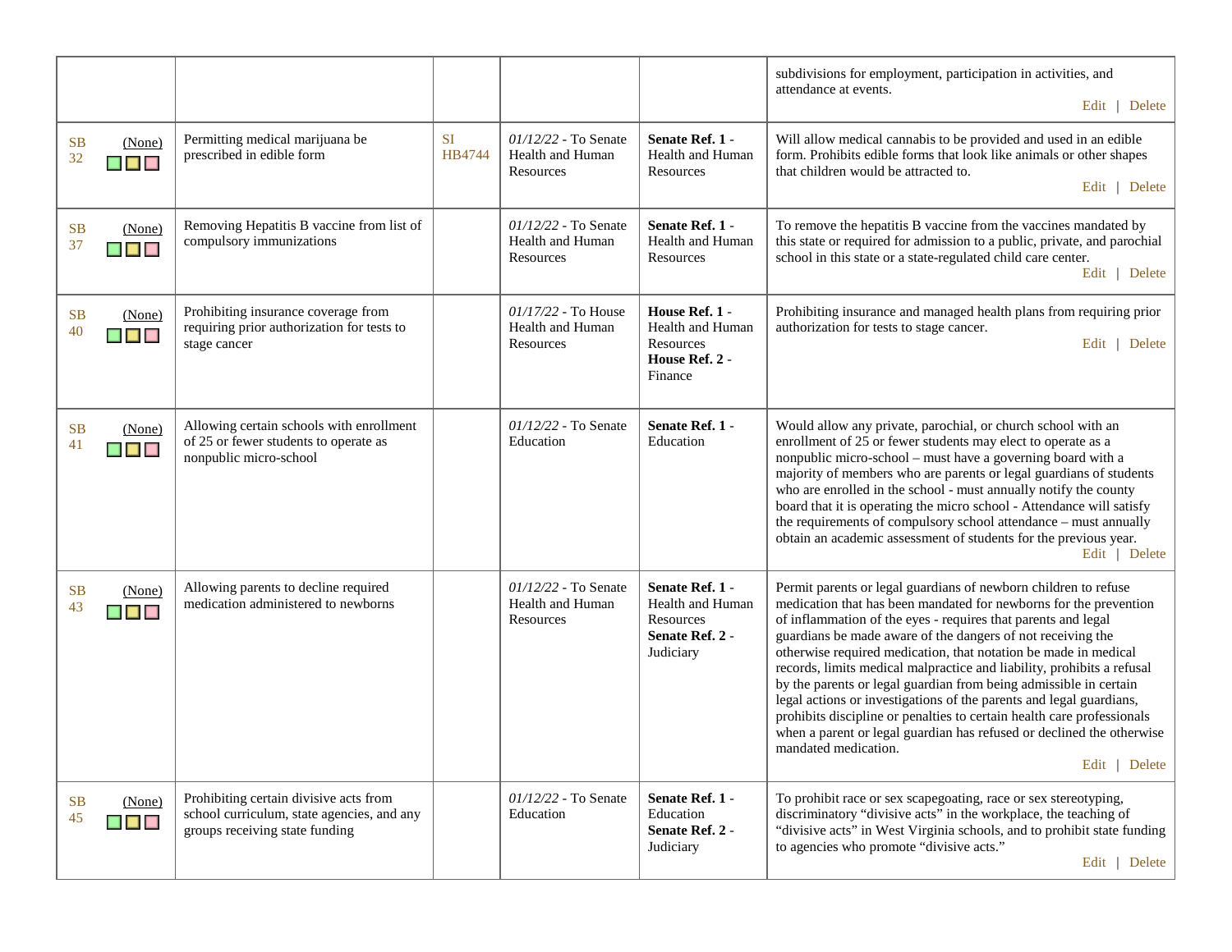| | | | | | |
|---|---|---|---|---|---|
| | | | | | subdivisions for employment, participation in activities, and attendance at events. Edit \| Delete |
| SB 32 (None) | Permitting medical marijuana be prescribed in edible form | SI HB4744 | *01/12/22* - To Senate Health and Human Resources | **Senate Ref. 1** - Health and Human Resources | Will allow medical cannabis to be provided and used in an edible form. Prohibits edible forms that look like animals or other shapes that children would be attracted to. Edit \| Delete |
| SB 37 (None) | Removing Hepatitis B vaccine from list of compulsory immunizations | | *01/12/22* - To Senate Health and Human Resources | **Senate Ref. 1** - Health and Human Resources | To remove the hepatitis B vaccine from the vaccines mandated by this state or required for admission to a public, private, and parochial school in this state or a state-regulated child care center. Edit \| Delete |
| SB 40 (None) | Prohibiting insurance coverage from requiring prior authorization for tests to stage cancer | | *01/17/22* - To House Health and Human Resources | **House Ref. 1** - Health and Human Resources **House Ref. 2** - Finance | Prohibiting insurance and managed health plans from requiring prior authorization for tests to stage cancer. Edit \| Delete |
| SB 41 (None) | Allowing certain schools with enrollment of 25 or fewer students to operate as nonpublic micro-school | | *01/12/22* - To Senate Education | **Senate Ref. 1** - Education | Would allow any private, parochial, or church school with an enrollment of 25 or fewer students may elect to operate as a nonpublic micro-school – must have a governing board with a majority of members who are parents or legal guardians of students who are enrolled in the school - must annually notify the county board that it is operating the micro school - Attendance will satisfy the requirements of compulsory school attendance – must annually obtain an academic assessment of students for the previous year. Edit \| Delete |
| SB 43 (None) | Allowing parents to decline required medication administered to newborns | | *01/12/22* - To Senate Health and Human Resources | **Senate Ref. 1** - Health and Human Resources **Senate Ref. 2** - Judiciary | Permit parents or legal guardians of newborn children to refuse medication that has been mandated for newborns for the prevention of inflammation of the eyes - requires that parents and legal guardians be made aware of the dangers of not receiving the otherwise required medication, that notation be made in medical records, limits medical malpractice and liability, prohibits a refusal by the parents or legal guardian from being admissible in certain legal actions or investigations of the parents and legal guardians, prohibits discipline or penalties to certain health care professionals when a parent or legal guardian has refused or declined the otherwise mandated medication. Edit \| Delete |
| SB 45 (None) | Prohibiting certain divisive acts from school curriculum, state agencies, and any groups receiving state funding | | *01/12/22* - To Senate Education | **Senate Ref. 1** - Education **Senate Ref. 2** - Judiciary | To prohibit race or sex scapegoating, race or sex stereotyping, discriminatory "divisive acts" in the workplace, the teaching of "divisive acts" in West Virginia schools, and to prohibit state funding to agencies who promote "divisive acts." Edit \| Delete |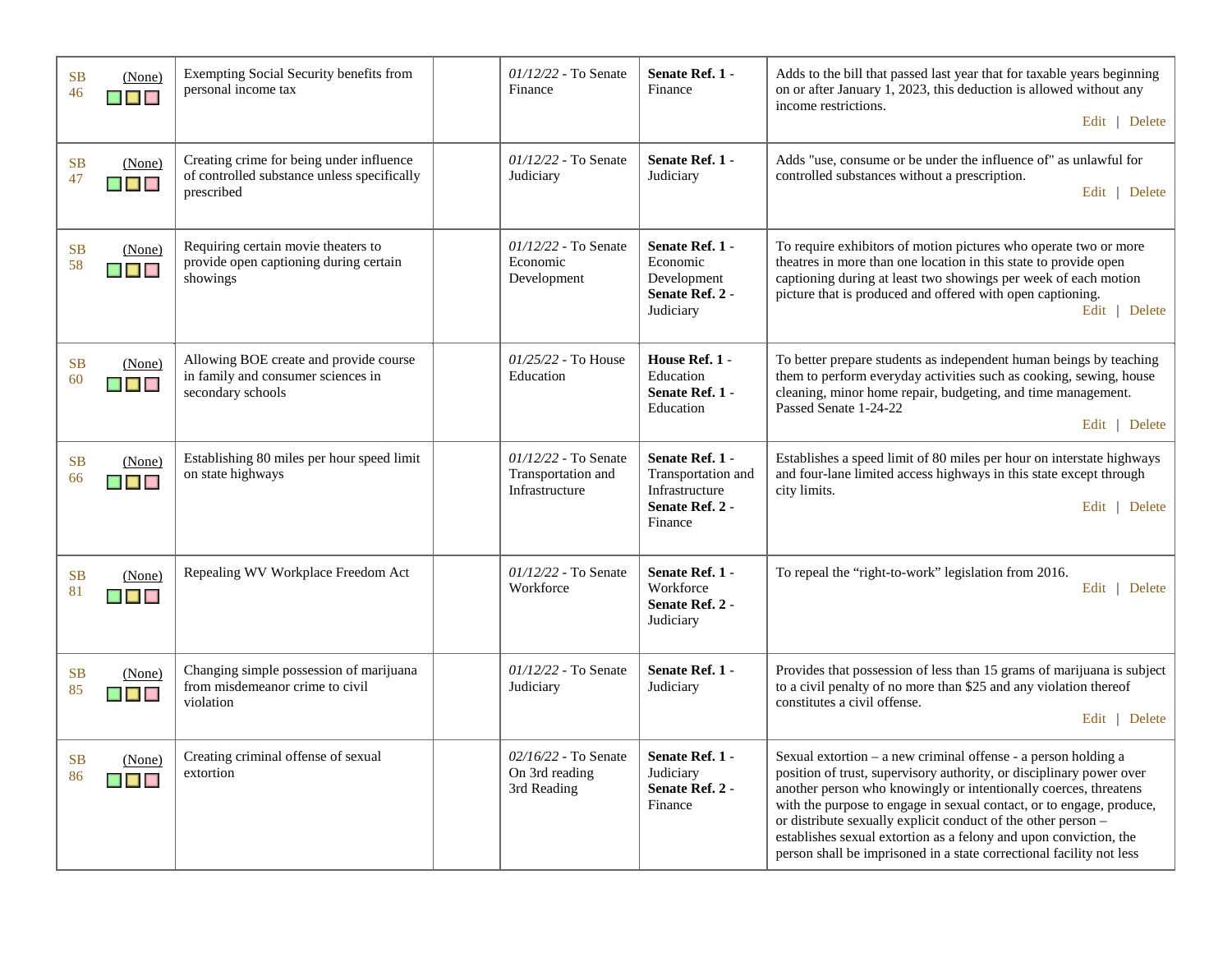| | | | | | |
|---|---|---|---|---|---|
| SB 46 (None) | Exempting Social Security benefits from personal income tax | | *01/12/22* - To Senate Finance | **Senate Ref. 1** - Finance | Adds to the bill that passed last year that for taxable years beginning on or after January 1, 2023, this deduction is allowed without any income restrictions. Edit \| Delete |
| SB 47 (None) | Creating crime for being under influence of controlled substance unless specifically prescribed | | *01/12/22* - To Senate Judiciary | **Senate Ref. 1** - Judiciary | Adds "use, consume or be under the influence of" as unlawful for controlled substances without a prescription. Edit \| Delete |
| SB 58 (None) | Requiring certain movie theaters to provide open captioning during certain showings | | *01/12/22* - To Senate Economic Development | **Senate Ref. 1** - Economic Development **Senate Ref. 2** - Judiciary | To require exhibitors of motion pictures who operate two or more theatres in more than one location in this state to provide open captioning during at least two showings per week of each motion picture that is produced and offered with open captioning. Edit \| Delete |
| SB 60 (None) | Allowing BOE create and provide course in family and consumer sciences in secondary schools | | *01/25/22* - To House Education | **House Ref. 1** - Education **Senate Ref. 1** - Education | To better prepare students as independent human beings by teaching them to perform everyday activities such as cooking, sewing, house cleaning, minor home repair, budgeting, and time management. Passed Senate 1-24-22 Edit \| Delete |
| SB 66 (None) | Establishing 80 miles per hour speed limit on state highways | | *01/12/22* - To Senate Transportation and Infrastructure | **Senate Ref. 1** - Transportation and Infrastructure **Senate Ref. 2** - Finance | Establishes a speed limit of 80 miles per hour on interstate highways and four-lane limited access highways in this state except through city limits. Edit \| Delete |
| SB 81 (None) | Repealing WV Workplace Freedom Act | | *01/12/22* - To Senate Workforce | **Senate Ref. 1** - Workforce **Senate Ref. 2** - Judiciary | To repeal the “right-to-work” legislation from 2016. Edit \| Delete |
| SB 85 (None) | Changing simple possession of marijuana from misdemeanor crime to civil violation | | *01/12/22* - To Senate Judiciary | **Senate Ref. 1** - Judiciary | Provides that possession of less than 15 grams of marijuana is subject to a civil penalty of no more than $25 and any violation thereof constitutes a civil offense. Edit \| Delete |
| SB 86 (None) | Creating criminal offense of sexual extortion | | *02/16/22* - To Senate On 3rd reading 3rd Reading | **Senate Ref. 1** - Judiciary **Senate Ref. 2** - Finance | Sexual extortion – a new criminal offense - a person holding a position of trust, supervisory authority, or disciplinary power over another person who knowingly or intentionally coerces, threatens with the purpose to engage in sexual contact, or to engage, produce, or distribute sexually explicit conduct of the other person – establishes sexual extortion as a felony and upon conviction, the person shall be imprisoned in a state correctional facility not less |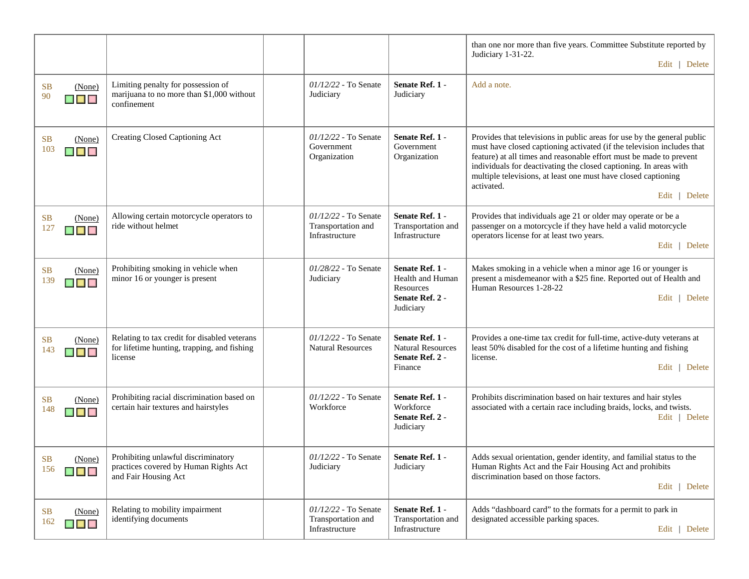| | | | | | |
|---|---|---|---|---|---|
| | | | | | than one nor more than five years. Committee Substitute reported by Judiciary 1-31-22. Edit \| Delete |
| SB 90 (None) | Limiting penalty for possession of marijuana to no more than $1,000 without confinement | | *01/12/22* - To Senate Judiciary | **Senate Ref. 1** - Judiciary | Add a note. |
| SB 103 (None) | Creating Closed Captioning Act | | *01/12/22* - To Senate Government Organization | **Senate Ref. 1** - Government Organization | Provides that televisions in public areas for use by the general public must have closed captioning activated (if the television includes that feature) at all times and reasonable effort must be made to prevent individuals for deactivating the closed captioning. In areas with multiple televisions, at least one must have closed captioning activated. Edit \| Delete |
| SB 127 (None) | Allowing certain motorcycle operators to ride without helmet | | *01/12/22* - To Senate Transportation and Infrastructure | **Senate Ref. 1** - Transportation and Infrastructure | Provides that individuals age 21 or older may operate or be a passenger on a motorcycle if they have held a valid motorcycle operators license for at least two years. Edit \| Delete |
| SB 139 (None) | Prohibiting smoking in vehicle when minor 16 or younger is present | | *01/28/22* - To Senate Judiciary | **Senate Ref. 1** - Health and Human Resources **Senate Ref. 2** - Judiciary | Makes smoking in a vehicle when a minor age 16 or younger is present a misdemeanor with a $25 fine. Reported out of Health and Human Resources 1-28-22 Edit \| Delete |
| SB 143 (None) | Relating to tax credit for disabled veterans for lifetime hunting, trapping, and fishing license | | *01/12/22* - To Senate Natural Resources | **Senate Ref. 1** - Natural Resources **Senate Ref. 2** - Finance | Provides a one-time tax credit for full-time, active-duty veterans at least 50% disabled for the cost of a lifetime hunting and fishing license. Edit \| Delete |
| SB 148 (None) | Prohibiting racial discrimination based on certain hair textures and hairstyles | | *01/12/22* - To Senate Workforce | **Senate Ref. 1** - Workforce **Senate Ref. 2** - Judiciary | Prohibits discrimination based on hair textures and hair styles associated with a certain race including braids, locks, and twists. Edit \| Delete |
| SB 156 (None) | Prohibiting unlawful discriminatory practices covered by Human Rights Act and Fair Housing Act | | *01/12/22* - To Senate Judiciary | **Senate Ref. 1** - Judiciary | Adds sexual orientation, gender identity, and familial status to the Human Rights Act and the Fair Housing Act and prohibits discrimination based on those factors. Edit \| Delete |
| SB 162 (None) | Relating to mobility impairment identifying documents | | *01/12/22* - To Senate Transportation and Infrastructure | **Senate Ref. 1** - Transportation and Infrastructure | Adds "dashboard card" to the formats for a permit to park in designated accessible parking spaces. Edit \| Delete |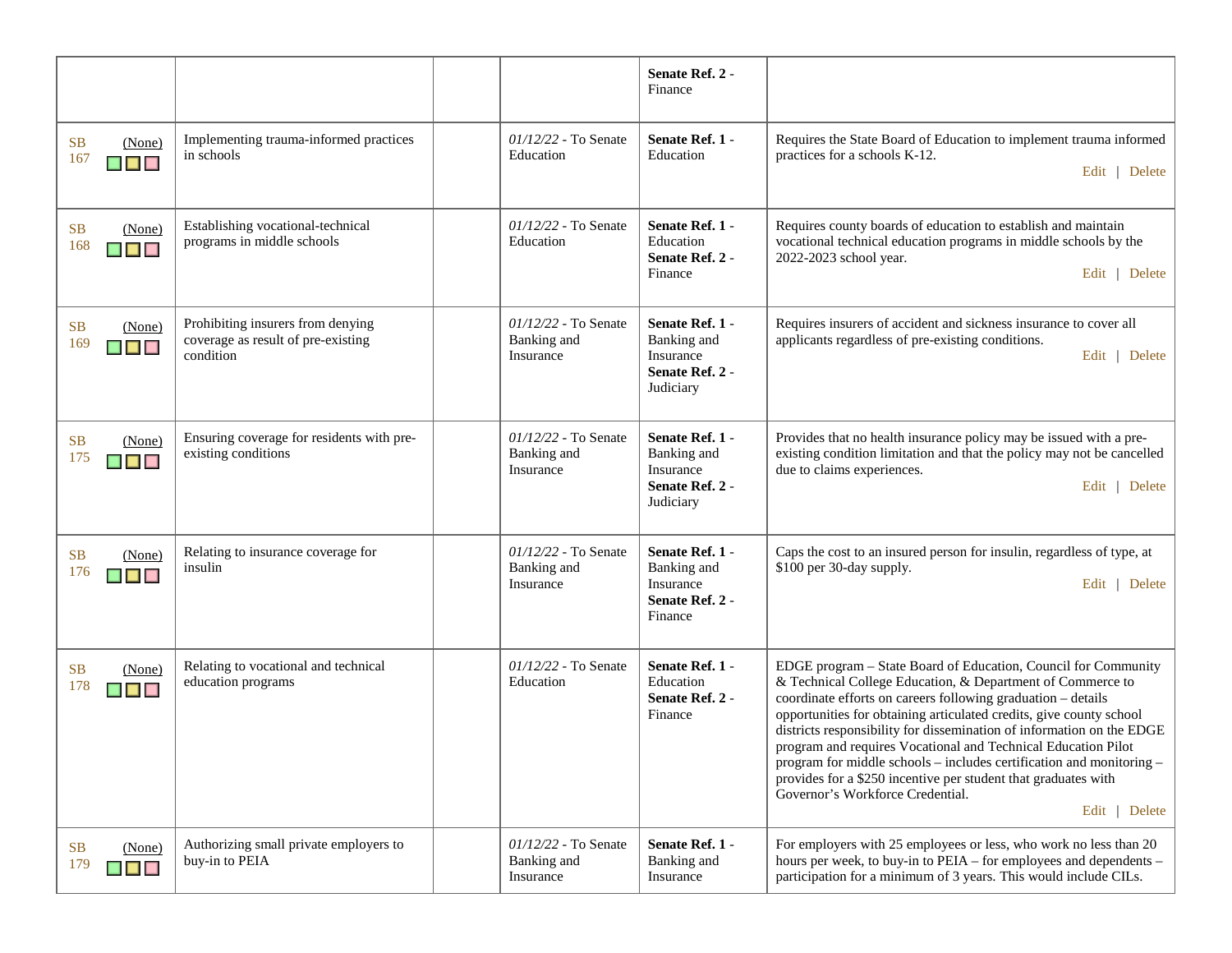| | | | | | |
|---|---|---|---|---|---|
| | | | | **Senate Ref. 2** - Finance | |
| SB 167 (None) | Implementing trauma-informed practices in schools | | *01/12/22* - To Senate Education | **Senate Ref. 1** - Education | Requires the State Board of Education to implement trauma informed practices for a schools K-12. Edit \| Delete |
| SB 168 (None) | Establishing vocational-technical programs in middle schools | | *01/12/22* - To Senate Education | **Senate Ref. 1** - Education **Senate Ref. 2** - Finance | Requires county boards of education to establish and maintain vocational technical education programs in middle schools by the 2022-2023 school year. Edit \| Delete |
| SB 169 (None) | Prohibiting insurers from denying coverage as result of pre-existing condition | | *01/12/22* - To Senate Banking and Insurance | **Senate Ref. 1** - Banking and Insurance **Senate Ref. 2** - Judiciary | Requires insurers of accident and sickness insurance to cover all applicants regardless of pre-existing conditions. Edit \| Delete |
| SB 175 (None) | Ensuring coverage for residents with pre-existing conditions | | *01/12/22* - To Senate Banking and Insurance | **Senate Ref. 1** - Banking and Insurance **Senate Ref. 2** - Judiciary | Provides that no health insurance policy may be issued with a pre-existing condition limitation and that the policy may not be cancelled due to claims experiences. Edit \| Delete |
| SB 176 (None) | Relating to insurance coverage for insulin | | *01/12/22* - To Senate Banking and Insurance | **Senate Ref. 1** - Banking and Insurance **Senate Ref. 2** - Finance | Caps the cost to an insured person for insulin, regardless of type, at $100 per 30-day supply. Edit \| Delete |
| SB 178 (None) | Relating to vocational and technical education programs | | *01/12/22* - To Senate Education | **Senate Ref. 1** - Education **Senate Ref. 2** - Finance | EDGE program – State Board of Education, Council for Community & Technical College Education, & Department of Commerce to coordinate efforts on careers following graduation – details opportunities for obtaining articulated credits, give county school districts responsibility for dissemination of information on the EDGE program and requires Vocational and Technical Education Pilot program for middle schools – includes certification and monitoring – provides for a $250 incentive per student that graduates with Governor's Workforce Credential. Edit \| Delete |
| SB 179 (None) | Authorizing small private employers to buy-in to PEIA | | *01/12/22* - To Senate Banking and Insurance | **Senate Ref. 1** - Banking and Insurance | For employers with 25 employees or less, who work no less than 20 hours per week, to buy-in to PEIA – for employees and dependents – participation for a minimum of 3 years. This would include CILs. |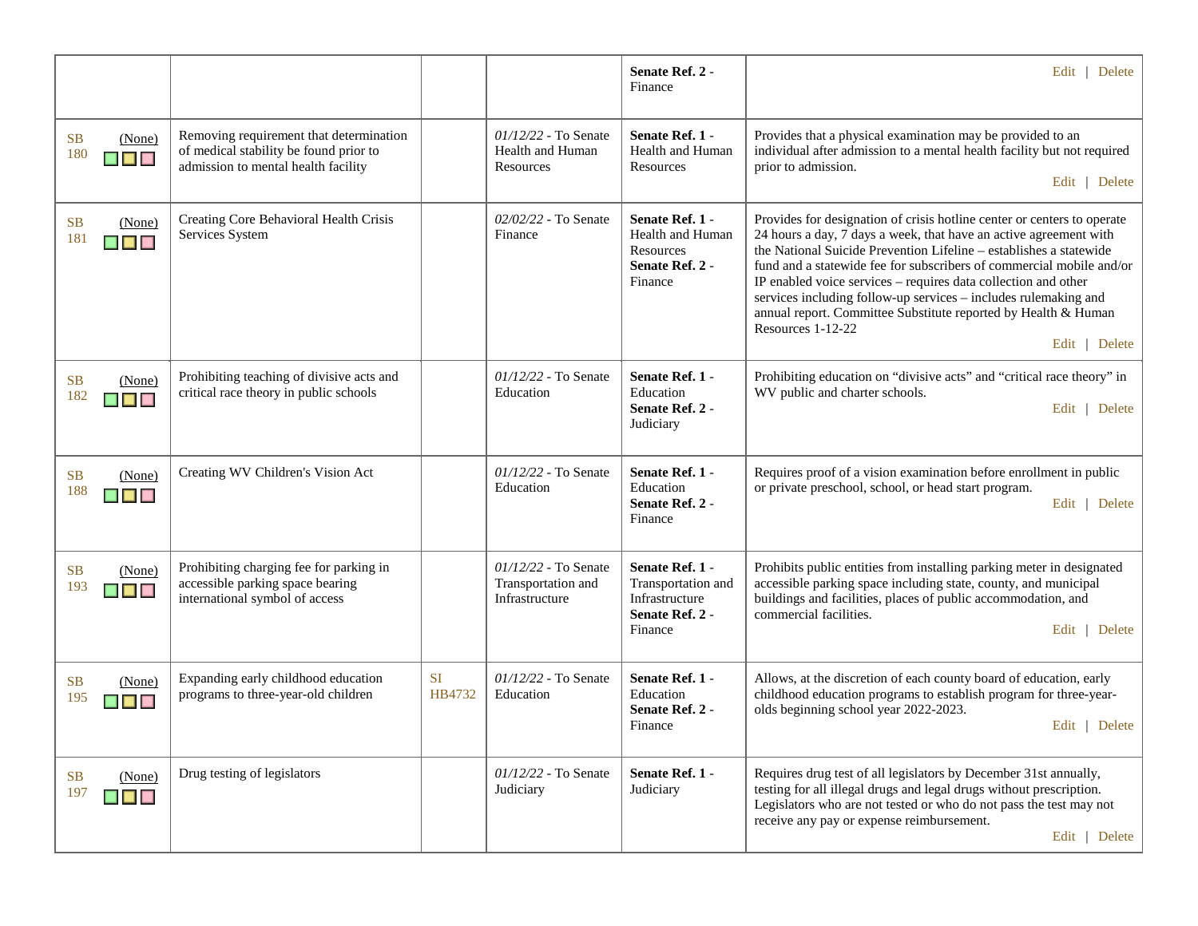| | | | | | |
|---|---|---|---|---|---|
| | | | | **Senate Ref. 2** - Finance | Edit \| Delete |
| SB 180 (None) | Removing requirement that determination of medical stability be found prior to admission to mental health facility | | *01/12/22* - To Senate Health and Human Resources | **Senate Ref. 1** - Health and Human Resources | Provides that a physical examination may be provided to an individual after admission to a mental health facility but not required prior to admission. Edit \| Delete |
| SB 181 (None) | Creating Core Behavioral Health Crisis Services System | | *02/02/22* - To Senate Finance | **Senate Ref. 1** - Health and Human Resources **Senate Ref. 2** - Finance | Provides for designation of crisis hotline center or centers to operate 24 hours a day, 7 days a week, that have an active agreement with the National Suicide Prevention Lifeline – establishes a statewide fund and a statewide fee for subscribers of commercial mobile and/or IP enabled voice services – requires data collection and other services including follow-up services – includes rulemaking and annual report. Committee Substitute reported by Health & Human Resources 1-12-22 Edit \| Delete |
| SB 182 (None) | Prohibiting teaching of divisive acts and critical race theory in public schools | | *01/12/22* - To Senate Education | **Senate Ref. 1** - Education **Senate Ref. 2** - Judiciary | Prohibiting education on "divisive acts" and "critical race theory" in WV public and charter schools. Edit \| Delete |
| SB 188 (None) | Creating WV Children's Vision Act | | *01/12/22* - To Senate Education | **Senate Ref. 1** - Education **Senate Ref. 2** - Finance | Requires proof of a vision examination before enrollment in public or private preschool, school, or head start program. Edit \| Delete |
| SB 193 (None) | Prohibiting charging fee for parking in accessible parking space bearing international symbol of access | | *01/12/22* - To Senate Transportation and Infrastructure | **Senate Ref. 1** - Transportation and Infrastructure **Senate Ref. 2** - Finance | Prohibits public entities from installing parking meter in designated accessible parking space including state, county, and municipal buildings and facilities, places of public accommodation, and commercial facilities. Edit \| Delete |
| SB 195 (None) | Expanding early childhood education programs to three-year-old children | SI HB4732 | *01/12/22* - To Senate Education | **Senate Ref. 1** - Education **Senate Ref. 2** - Finance | Allows, at the discretion of each county board of education, early childhood education programs to establish program for three-year-olds beginning school year 2022-2023. Edit \| Delete |
| SB 197 (None) | Drug testing of legislators | | *01/12/22* - To Senate Judiciary | **Senate Ref. 1** - Judiciary | Requires drug test of all legislators by December 31st annually, testing for all illegal drugs and legal drugs without prescription. Legislators who are not tested or who do not pass the test may not receive any pay or expense reimbursement. Edit \| Delete |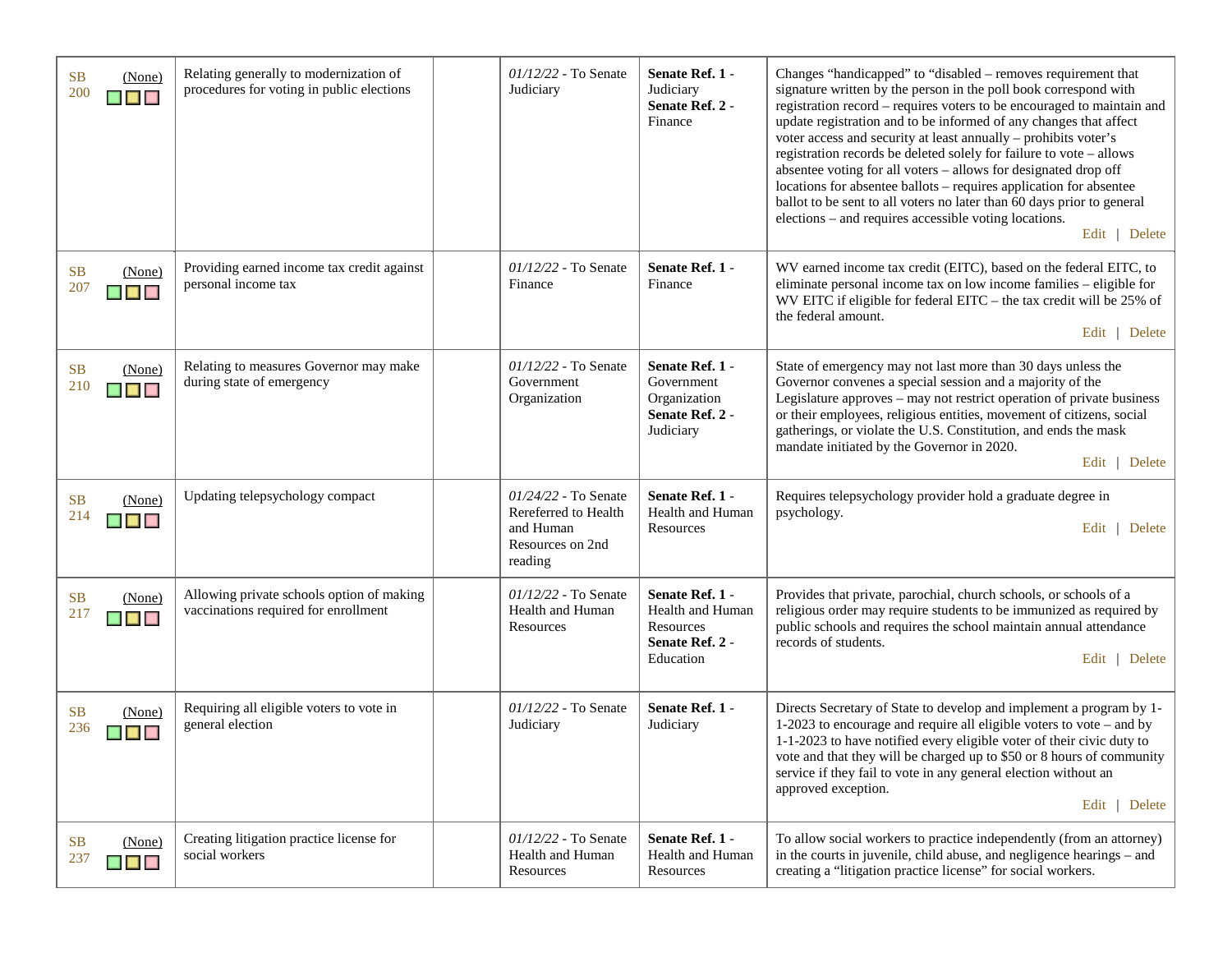| | | | | | |
|---|---|---|---|---|---|
| SB 200 (None) | Relating generally to modernization of procedures for voting in public elections | | *01/12/22* - To Senate Judiciary | **Senate Ref. 1** - Judiciary **Senate Ref. 2** - Finance | Changes "handicapped" to "disabled – removes requirement that signature written by the person in the poll book correspond with registration record – requires voters to be encouraged to maintain and update registration and to be informed of any changes that affect voter access and security at least annually – prohibits voter's registration records be deleted solely for failure to vote – allows absentee voting for all voters – allows for designated drop off locations for absentee ballots – requires application for absentee ballot to be sent to all voters no later than 60 days prior to general elections – and requires accessible voting locations. Edit \| Delete |
| SB 207 (None) | Providing earned income tax credit against personal income tax | | *01/12/22* - To Senate Finance | **Senate Ref. 1** - Finance | WV earned income tax credit (EITC), based on the federal EITC, to eliminate personal income tax on low income families – eligible for WV EITC if eligible for federal EITC – the tax credit will be 25% of the federal amount. Edit \| Delete |
| SB 210 (None) | Relating to measures Governor may make during state of emergency | | *01/12/22* - To Senate Government Organization | **Senate Ref. 1** - Government Organization **Senate Ref. 2** - Judiciary | State of emergency may not last more than 30 days unless the Governor convenes a special session and a majority of the Legislature approves – may not restrict operation of private business or their employees, religious entities, movement of citizens, social gatherings, or violate the U.S. Constitution, and ends the mask mandate initiated by the Governor in 2020. Edit \| Delete |
| SB 214 (None) | Updating telepsychology compact | | *01/24/22* - To Senate Rereferred to Health and Human Resources on 2nd reading | **Senate Ref. 1** - Health and Human Resources | Requires telepsychology provider hold a graduate degree in psychology. Edit \| Delete |
| SB 217 (None) | Allowing private schools option of making vaccinations required for enrollment | | *01/12/22* - To Senate Health and Human Resources | **Senate Ref. 1** - Health and Human Resources **Senate Ref. 2** - Education | Provides that private, parochial, church schools, or schools of a religious order may require students to be immunized as required by public schools and requires the school maintain annual attendance records of students. Edit \| Delete |
| SB 236 (None) | Requiring all eligible voters to vote in general election | | *01/12/22* - To Senate Judiciary | **Senate Ref. 1** - Judiciary | Directs Secretary of State to develop and implement a program by 1-1-2023 to encourage and require all eligible voters to vote – and by 1-1-2023 to have notified every eligible voter of their civic duty to vote and that they will be charged up to $50 or 8 hours of community service if they fail to vote in any general election without an approved exception. Edit \| Delete |
| SB 237 (None) | Creating litigation practice license for social workers | | *01/12/22* - To Senate Health and Human Resources | **Senate Ref. 1** - Health and Human Resources | To allow social workers to practice independently (from an attorney) in the courts in juvenile, child abuse, and negligence hearings – and creating a "litigation practice license" for social workers. |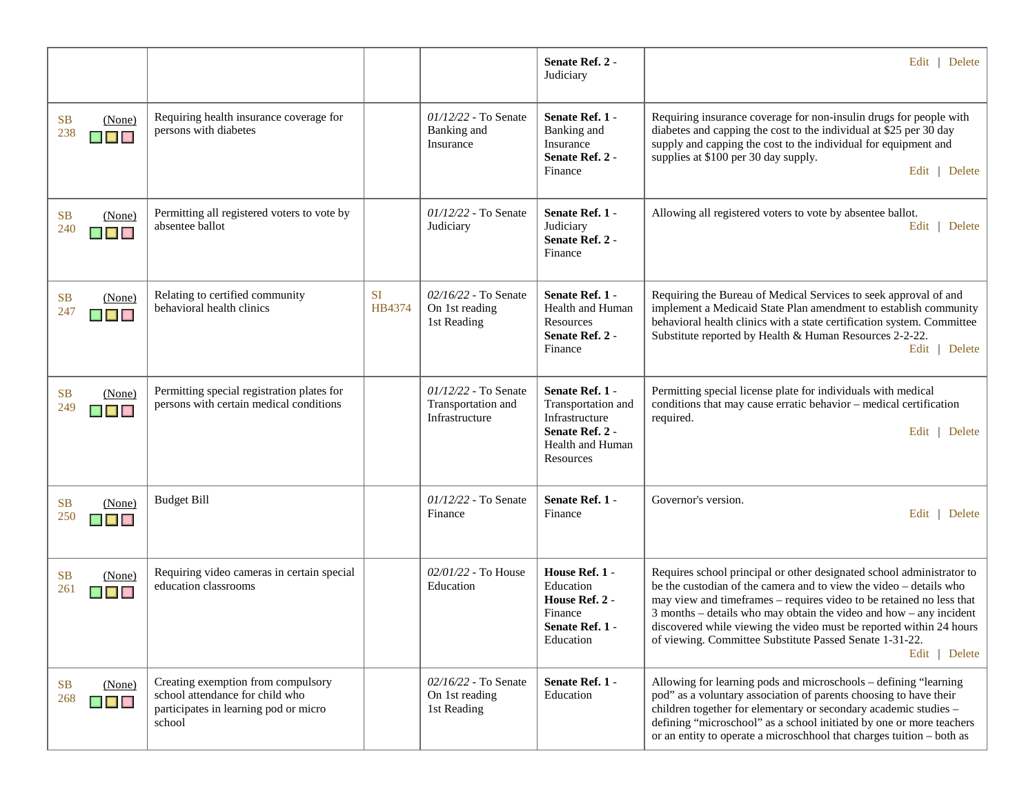| | | | | | |
|---|---|---|---|---|---|
| | | | | **Senate Ref. 2** - Judiciary | Edit \| Delete |
| SB 238 (None) | Requiring health insurance coverage for persons with diabetes | | *01/12/22* - To Senate Banking and Insurance | **Senate Ref. 1** - Banking and Insurance **Senate Ref. 2** - Finance | Requiring insurance coverage for non-insulin drugs for people with diabetes and capping the cost to the individual at $25 per 30 day supply and capping the cost to the individual for equipment and supplies at $100 per 30 day supply. Edit \| Delete |
| SB 240 (None) | Permitting all registered voters to vote by absentee ballot | | *01/12/22* - To Senate Judiciary | **Senate Ref. 1** - Judiciary **Senate Ref. 2** - Finance | Allowing all registered voters to vote by absentee ballot. Edit \| Delete |
| SB 247 (None) | Relating to certified community behavioral health clinics | SI HB4374 | *02/16/22* - To Senate On 1st reading 1st Reading | **Senate Ref. 1** - Health and Human Resources **Senate Ref. 2** - Finance | Requiring the Bureau of Medical Services to seek approval of and implement a Medicaid State Plan amendment to establish community behavioral health clinics with a state certification system. Committee Substitute reported by Health & Human Resources 2-2-22. Edit \| Delete |
| SB 249 (None) | Permitting special registration plates for persons with certain medical conditions | | *01/12/22* - To Senate Transportation and Infrastructure | **Senate Ref. 1** - Transportation and Infrastructure **Senate Ref. 2** - Health and Human Resources | Permitting special license plate for individuals with medical conditions that may cause erratic behavior – medical certification required. Edit \| Delete |
| SB 250 (None) | Budget Bill | | *01/12/22* - To Senate Finance | **Senate Ref. 1** - Finance | Governor's version. Edit \| Delete |
| SB 261 (None) | Requiring video cameras in certain special education classrooms | | *02/01/22* - To House Education | **House Ref. 1** - Education **House Ref. 2** - Finance **Senate Ref. 1** - Education | Requires school principal or other designated school administrator to be the custodian of the camera and to view the video – details who may view and timeframes – requires video to be retained no less that 3 months – details who may obtain the video and how – any incident discovered while viewing the video must be reported within 24 hours of viewing. Committee Substitute Passed Senate 1-31-22. Edit \| Delete |
| SB 268 (None) | Creating exemption from compulsory school attendance for child who participates in learning pod or micro school | | *02/16/22* - To Senate On 1st reading 1st Reading | **Senate Ref. 1** - Education | Allowing for learning pods and microschools – defining "learning pod" as a voluntary association of parents choosing to have their children together for elementary or secondary academic studies – defining "microschool" as a school initiated by one or more teachers or an entity to operate a microschhool that charges tuition – both as |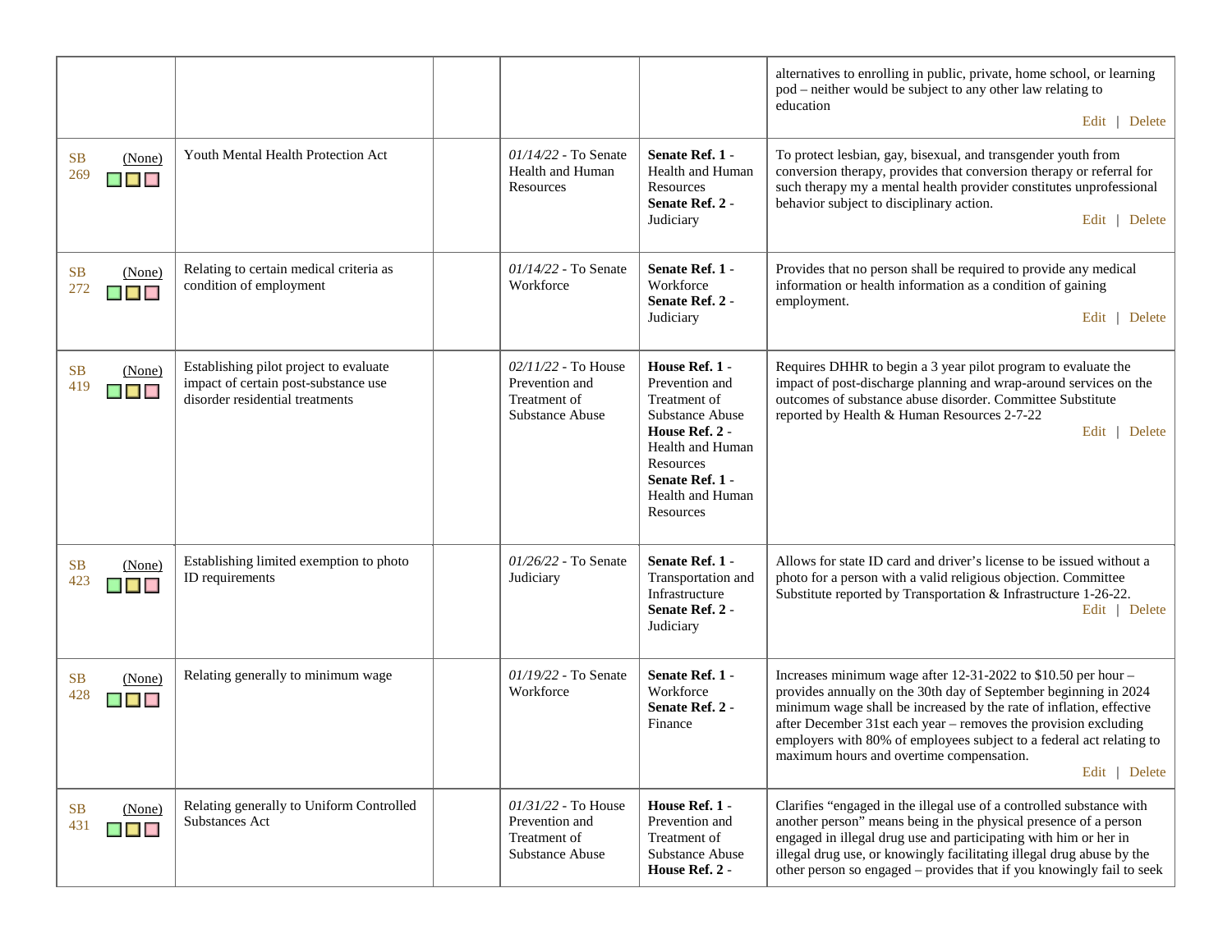| | | | | | |
|---|---|---|---|---|---|
| | | | | | alternatives to enrolling in public, private, home school, or learning pod – neither would be subject to any other law relating to education Edit \| Delete |
| SB 269 (None) | Youth Mental Health Protection Act | | *01/14/22* - To Senate Health and Human Resources | **Senate Ref. 1** - Health and Human Resources **Senate Ref. 2** - Judiciary | To protect lesbian, gay, bisexual, and transgender youth from conversion therapy, provides that conversion therapy or referral for such therapy my a mental health provider constitutes unprofessional behavior subject to disciplinary action. Edit \| Delete |
| SB 272 (None) | Relating to certain medical criteria as condition of employment | | *01/14/22* - To Senate Workforce | **Senate Ref. 1** - Workforce **Senate Ref. 2** - Judiciary | Provides that no person shall be required to provide any medical information or health information as a condition of gaining employment. Edit \| Delete |
| SB 419 (None) | Establishing pilot project to evaluate impact of certain post-substance use disorder residential treatments | | *02/11/22* - To House Prevention and Treatment of Substance Abuse | **House Ref. 1** - Prevention and Treatment of Substance Abuse **House Ref. 2** - Health and Human Resources **Senate Ref. 1** - Health and Human Resources | Requires DHHR to begin a 3 year pilot program to evaluate the impact of post-discharge planning and wrap-around services on the outcomes of substance abuse disorder. Committee Substitute reported by Health & Human Resources 2-7-22 Edit \| Delete |
| SB 423 (None) | Establishing limited exemption to photo ID requirements | | *01/26/22* - To Senate Judiciary | **Senate Ref. 1** - Transportation and Infrastructure **Senate Ref. 2** - Judiciary | Allows for state ID card and driver's license to be issued without a photo for a person with a valid religious objection. Committee Substitute reported by Transportation & Infrastructure 1-26-22. Edit \| Delete |
| SB 428 (None) | Relating generally to minimum wage | | *01/19/22* - To Senate Workforce | **Senate Ref. 1** - Workforce **Senate Ref. 2** - Finance | Increases minimum wage after 12-31-2022 to $10.50 per hour – provides annually on the 30th day of September beginning in 2024 minimum wage shall be increased by the rate of inflation, effective after December 31st each year – removes the provision excluding employers with 80% of employees subject to a federal act relating to maximum hours and overtime compensation. Edit \| Delete |
| SB 431 (None) | Relating generally to Uniform Controlled Substances Act | | *01/31/22* - To House Prevention and Treatment of Substance Abuse | **House Ref. 1** - Prevention and Treatment of Substance Abuse **House Ref. 2** - | Clarifies "engaged in the illegal use of a controlled substance with another person" means being in the physical presence of a person engaged in illegal drug use and participating with him or her in illegal drug use, or knowingly facilitating illegal drug abuse by the other person so engaged – provides that if you knowingly fail to seek |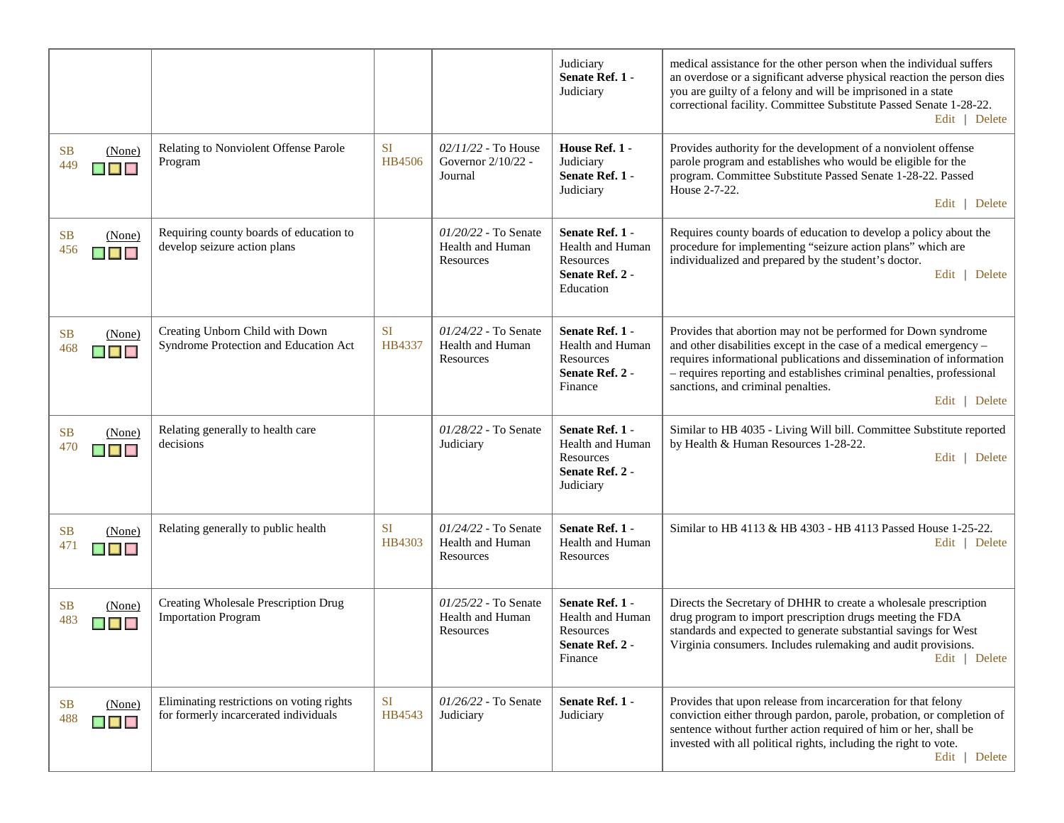| | | | | | |
|---|---|---|---|---|---|
| | | | | Judiciary **Senate Ref. 1** - Judiciary | medical assistance for the other person when the individual suffers an overdose or a significant adverse physical reaction the person dies you are guilty of a felony and will be imprisoned in a state correctional facility. Committee Substitute Passed Senate 1-28-22. Edit \| Delete |
| SB 449 (None) | Relating to Nonviolent Offense Parole Program | SI HB4506 | *02/11/22* - To House Governor 2/10/22 - Journal | **House Ref. 1** - Judiciary **Senate Ref. 1** - Judiciary | Provides authority for the development of a nonviolent offense parole program and establishes who would be eligible for the program. Committee Substitute Passed Senate 1-28-22. Passed House 2-7-22. Edit \| Delete |
| SB 456 (None) | Requiring county boards of education to develop seizure action plans | | *01/20/22* - To Senate Health and Human Resources | **Senate Ref. 1** - Health and Human Resources **Senate Ref. 2** - Education | Requires county boards of education to develop a policy about the procedure for implementing "seizure action plans" which are individualized and prepared by the student's doctor. Edit \| Delete |
| SB 468 (None) | Creating Unborn Child with Down Syndrome Protection and Education Act | SI HB4337 | *01/24/22* - To Senate Health and Human Resources | **Senate Ref. 1** - Health and Human Resources **Senate Ref. 2** - Finance | Provides that abortion may not be performed for Down syndrome and other disabilities except in the case of a medical emergency – requires informational publications and dissemination of information – requires reporting and establishes criminal penalties, professional sanctions, and criminal penalties. Edit \| Delete |
| SB 470 (None) | Relating generally to health care decisions | | *01/28/22* - To Senate Judiciary | **Senate Ref. 1** - Health and Human Resources **Senate Ref. 2** - Judiciary | Similar to HB 4035 - Living Will bill. Committee Substitute reported by Health & Human Resources 1-28-22. Edit \| Delete |
| SB 471 (None) | Relating generally to public health | SI HB4303 | *01/24/22* - To Senate Health and Human Resources | **Senate Ref. 1** - Health and Human Resources | Similar to HB 4113 & HB 4303 - HB 4113 Passed House 1-25-22. Edit \| Delete |
| SB 483 (None) | Creating Wholesale Prescription Drug Importation Program | | *01/25/22* - To Senate Health and Human Resources | **Senate Ref. 1** - Health and Human Resources **Senate Ref. 2** - Finance | Directs the Secretary of DHHR to create a wholesale prescription drug program to import prescription drugs meeting the FDA standards and expected to generate substantial savings for West Virginia consumers. Includes rulemaking and audit provisions. Edit \| Delete |
| SB 488 (None) | Eliminating restrictions on voting rights for formerly incarcerated individuals | SI HB4543 | *01/26/22* - To Senate Judiciary | **Senate Ref. 1** - Judiciary | Provides that upon release from incarceration for that felony conviction either through pardon, parole, probation, or completion of sentence without further action required of him or her, shall be invested with all political rights, including the right to vote. Edit \| Delete |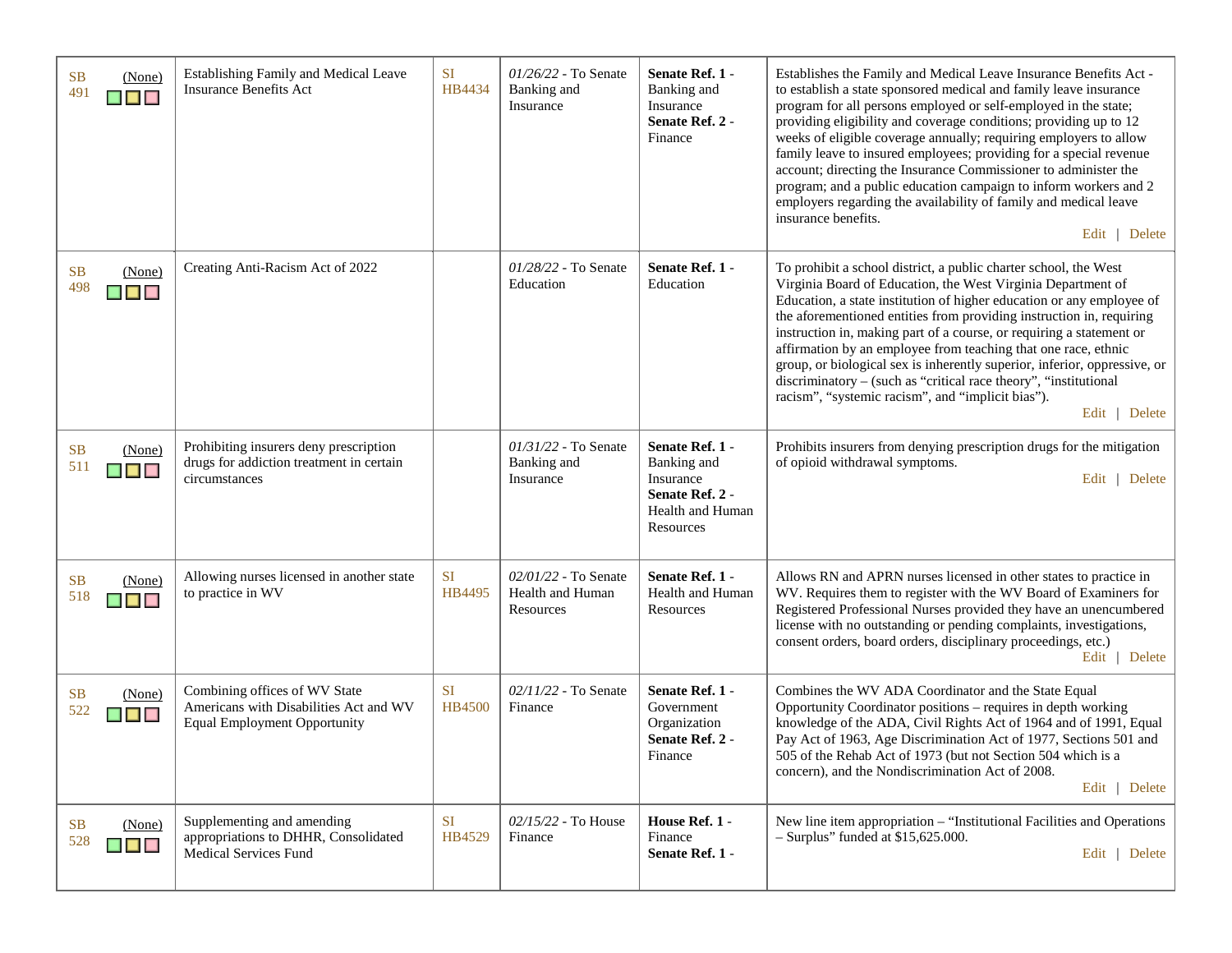| | | | | | |
|---|---|---|---|---|---|
| SB 491 (None) | Establishing Family and Medical Leave Insurance Benefits Act | SI HB4434 | *01/26/22* - To Senate Banking and Insurance | **Senate Ref. 1** - Banking and Insurance **Senate Ref. 2** - Finance | Establishes the Family and Medical Leave Insurance Benefits Act - to establish a state sponsored medical and family leave insurance program for all persons employed or self-employed in the state; providing eligibility and coverage conditions; providing up to 12 weeks of eligible coverage annually; requiring employers to allow family leave to insured employees; providing for a special revenue account; directing the Insurance Commissioner to administer the program; and a public education campaign to inform workers and 2 employers regarding the availability of family and medical leave insurance benefits. Edit \| Delete |
| SB 498 (None) | Creating Anti-Racism Act of 2022 | | *01/28/22* - To Senate Education | **Senate Ref. 1** - Education | To prohibit a school district, a public charter school, the West Virginia Board of Education, the West Virginia Department of Education, a state institution of higher education or any employee of the aforementioned entities from providing instruction in, requiring instruction in, making part of a course, or requiring a statement or affirmation by an employee from teaching that one race, ethnic group, or biological sex is inherently superior, inferior, oppressive, or discriminatory – (such as "critical race theory", "institutional racism", "systemic racism", and "implicit bias"). Edit \| Delete |
| SB 511 (None) | Prohibiting insurers deny prescription drugs for addiction treatment in certain circumstances | | *01/31/22* - To Senate Banking and Insurance | **Senate Ref. 1** - Banking and Insurance **Senate Ref. 2** - Health and Human Resources | Prohibits insurers from denying prescription drugs for the mitigation of opioid withdrawal symptoms. Edit \| Delete |
| SB 518 (None) | Allowing nurses licensed in another state to practice in WV | SI HB4495 | *02/01/22* - To Senate Health and Human Resources | **Senate Ref. 1** - Health and Human Resources | Allows RN and APRN nurses licensed in other states to practice in WV. Requires them to register with the WV Board of Examiners for Registered Professional Nurses provided they have an unencumbered license with no outstanding or pending complaints, investigations, consent orders, board orders, disciplinary proceedings, etc.) Edit \| Delete |
| SB 522 (None) | Combining offices of WV State Americans with Disabilities Act and WV Equal Employment Opportunity | SI HB4500 | *02/11/22* - To Senate Finance | **Senate Ref. 1** - Government Organization **Senate Ref. 2** - Finance | Combines the WV ADA Coordinator and the State Equal Opportunity Coordinator positions – requires in depth working knowledge of the ADA, Civil Rights Act of 1964 and of 1991, Equal Pay Act of 1963, Age Discrimination Act of 1977, Sections 501 and 505 of the Rehab Act of 1973 (but not Section 504 which is a concern), and the Nondiscrimination Act of 2008. Edit \| Delete |
| SB 528 (None) | Supplementing and amending appropriations to DHHR, Consolidated Medical Services Fund | SI HB4529 | *02/15/22* - To House Finance | **House Ref. 1** - Finance **Senate Ref. 1** - | New line item appropriation – "Institutional Facilities and Operations – Surplus" funded at $15,625.000. Edit \| Delete |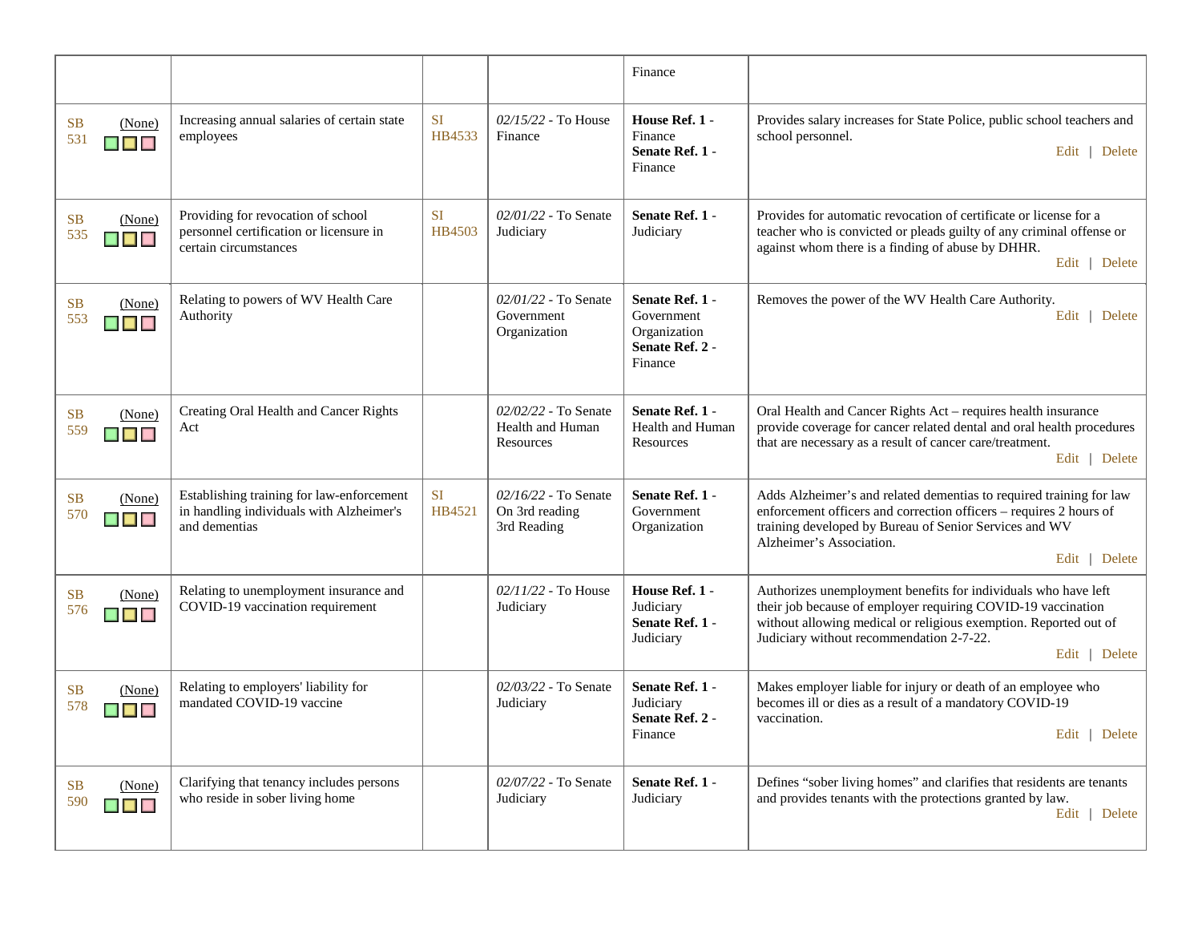| | | | | | |
|---|---|---|---|---|---|
| | | | | Finance | |
| SB 531 (None) | Increasing annual salaries of certain state employees | SI HB4533 | *02/15/22* - To House Finance | **House Ref. 1** - Finance **Senate Ref. 1** - Finance | Provides salary increases for State Police, public school teachers and school personnel. Edit \| Delete |
| SB 535 (None) | Providing for revocation of school personnel certification or licensure in certain circumstances | SI HB4503 | *02/01/22* - To Senate Judiciary | **Senate Ref. 1** - Judiciary | Provides for automatic revocation of certificate or license for a teacher who is convicted or pleads guilty of any criminal offense or against whom there is a finding of abuse by DHHR. Edit \| Delete |
| SB 553 (None) | Relating to powers of WV Health Care Authority | | *02/01/22* - To Senate Government Organization | **Senate Ref. 1** - Government Organization **Senate Ref. 2** - Finance | Removes the power of the WV Health Care Authority. Edit \| Delete |
| SB 559 (None) | Creating Oral Health and Cancer Rights Act | | *02/02/22* - To Senate Health and Human Resources | **Senate Ref. 1** - Health and Human Resources | Oral Health and Cancer Rights Act – requires health insurance provide coverage for cancer related dental and oral health procedures that are necessary as a result of cancer care/treatment. Edit \| Delete |
| SB 570 (None) | Establishing training for law-enforcement in handling individuals with Alzheimer's and dementias | SI HB4521 | *02/16/22* - To Senate On 3rd reading 3rd Reading | **Senate Ref. 1** - Government Organization | Adds Alzheimer's and related dementias to required training for law enforcement officers and correction officers – requires 2 hours of training developed by Bureau of Senior Services and WV Alzheimer's Association. Edit \| Delete |
| SB 576 (None) | Relating to unemployment insurance and COVID-19 vaccination requirement | | *02/11/22* - To House Judiciary | **House Ref. 1** - Judiciary **Senate Ref. 1** - Judiciary | Authorizes unemployment benefits for individuals who have left their job because of employer requiring COVID-19 vaccination without allowing medical or religious exemption. Reported out of Judiciary without recommendation 2-7-22. Edit \| Delete |
| SB 578 (None) | Relating to employers' liability for mandated COVID-19 vaccine | | *02/03/22* - To Senate Judiciary | **Senate Ref. 1** - Judiciary **Senate Ref. 2** - Finance | Makes employer liable for injury or death of an employee who becomes ill or dies as a result of a mandatory COVID-19 vaccination. Edit \| Delete |
| SB 590 (None) | Clarifying that tenancy includes persons who reside in sober living home | | *02/07/22* - To Senate Judiciary | **Senate Ref. 1** - Judiciary | Defines "sober living homes" and clarifies that residents are tenants and provides tenants with the protections granted by law. Edit \| Delete |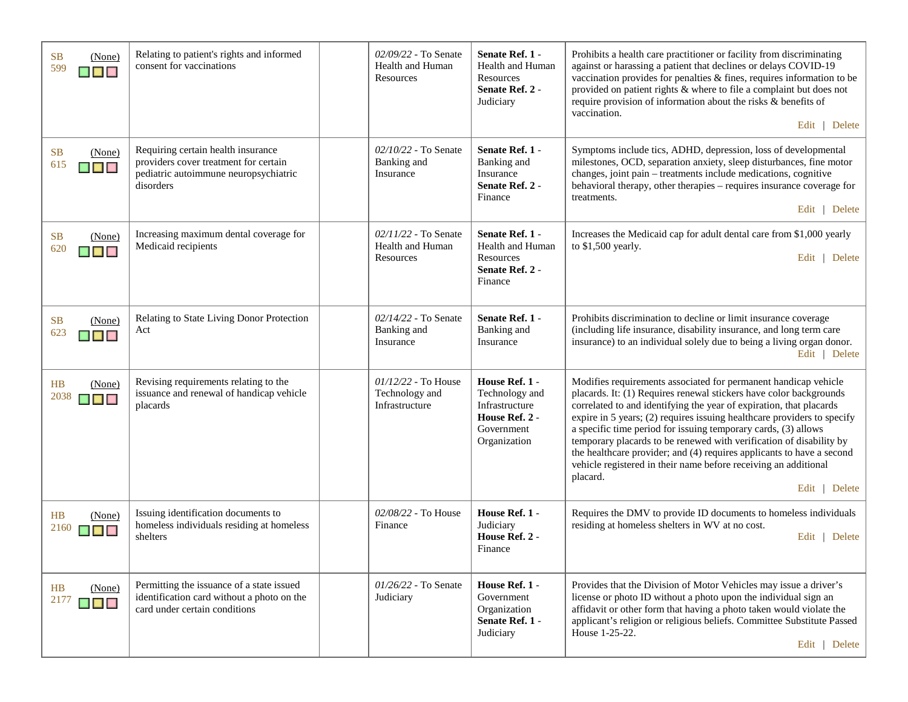| | | | | | |
|---|---|---|---|---|---|
| SB 599 (None) | Relating to patient's rights and informed consent for vaccinations | | *02/09/22* - To Senate Health and Human Resources | **Senate Ref. 1** - Health and Human Resources **Senate Ref. 2** - Judiciary | Prohibits a health care practitioner or facility from discriminating against or harassing a patient that declines or delays COVID-19 vaccination provides for penalties & fines, requires information to be provided on patient rights & where to file a complaint but does not require provision of information about the risks & benefits of vaccination. Edit \| Delete |
| SB 615 (None) | Requiring certain health insurance providers cover treatment for certain pediatric autoimmune neuropsychiatric disorders | | *02/10/22* - To Senate Banking and Insurance | **Senate Ref. 1** - Banking and Insurance **Senate Ref. 2** - Finance | Symptoms include tics, ADHD, depression, loss of developmental milestones, OCD, separation anxiety, sleep disturbances, fine motor changes, joint pain – treatments include medications, cognitive behavioral therapy, other therapies – requires insurance coverage for treatments. Edit \| Delete |
| SB 620 (None) | Increasing maximum dental coverage for Medicaid recipients | | *02/11/22* - To Senate Health and Human Resources | **Senate Ref. 1** - Health and Human Resources **Senate Ref. 2** - Finance | Increases the Medicaid cap for adult dental care from $1,000 yearly to $1,500 yearly. Edit \| Delete |
| SB 623 (None) | Relating to State Living Donor Protection Act | | *02/14/22* - To Senate Banking and Insurance | **Senate Ref. 1** - Banking and Insurance | Prohibits discrimination to decline or limit insurance coverage (including life insurance, disability insurance, and long term care insurance) to an individual solely due to being a living organ donor. Edit \| Delete |
| HB 2038 (None) | Revising requirements relating to the issuance and renewal of handicap vehicle placards | | *01/12/22* - To House Technology and Infrastructure | **House Ref. 1** - Technology and Infrastructure **House Ref. 2** - Government Organization | Modifies requirements associated for permanent handicap vehicle placards. It: (1) Requires renewal stickers have color backgrounds correlated to and identifying the year of expiration, that placards expire in 5 years; (2) requires issuing healthcare providers to specify a specific time period for issuing temporary cards, (3) allows temporary placards to be renewed with verification of disability by the healthcare provider; and (4) requires applicants to have a second vehicle registered in their name before receiving an additional placard. Edit \| Delete |
| HB 2160 (None) | Issuing identification documents to homeless individuals residing at homeless shelters | | *02/08/22* - To House Finance | **House Ref. 1** - Judiciary **House Ref. 2** - Finance | Requires the DMV to provide ID documents to homeless individuals residing at homeless shelters in WV at no cost. Edit \| Delete |
| HB 2177 (None) | Permitting the issuance of a state issued identification card without a photo on the card under certain conditions | | *01/26/22* - To Senate Judiciary | **House Ref. 1** - Government Organization **Senate Ref. 1** - Judiciary | Provides that the Division of Motor Vehicles may issue a driver's license or photo ID without a photo upon the individual sign an affidavit or other form that having a photo taken would violate the applicant's religion or religious beliefs. Committee Substitute Passed House 1-25-22. Edit \| Delete |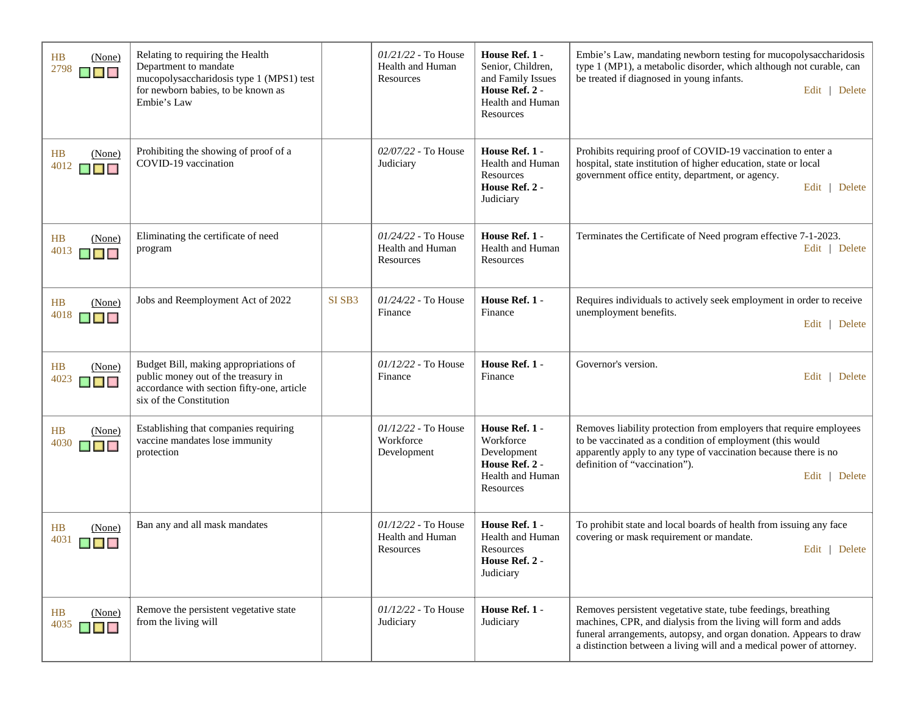| Bill | Title | Companion | Status | Committee References | Summary |
|---|---|---|---|---|---|
| HB 2798 (None) | Relating to requiring the Health Department to mandate mucopolysaccharidosis type 1 (MPS1) test for newborn babies, to be known as Embie's Law | | *01/21/22* - To House Health and Human Resources | **House Ref. 1** - Senior, Children, and Family Issues **House Ref. 2** - Health and Human Resources | Embie's Law, mandating newborn testing for mucopolysaccharidosis type 1 (MP1), a metabolic disorder, which although not curable, can be treated if diagnosed in young infants. Edit \| Delete |
| HB 4012 (None) | Prohibiting the showing of proof of a COVID-19 vaccination | | *02/07/22* - To House Judiciary | **House Ref. 1** - Health and Human Resources **House Ref. 2** - Judiciary | Prohibits requiring proof of COVID-19 vaccination to enter a hospital, state institution of higher education, state or local government office entity, department, or agency. Edit \| Delete |
| HB 4013 (None) | Eliminating the certificate of need program | | *01/24/22* - To House Health and Human Resources | **House Ref. 1** - Health and Human Resources | Terminates the Certificate of Need program effective 7-1-2023. Edit \| Delete |
| HB 4018 (None) | Jobs and Reemployment Act of 2022 | SI SB3 | *01/24/22* - To House Finance | **House Ref. 1** - Finance | Requires individuals to actively seek employment in order to receive unemployment benefits. Edit \| Delete |
| HB 4023 (None) | Budget Bill, making appropriations of public money out of the treasury in accordance with section fifty-one, article six of the Constitution | | *01/12/22* - To House Finance | **House Ref. 1** - Finance | Governor's version. Edit \| Delete |
| HB 4030 (None) | Establishing that companies requiring vaccine mandates lose immunity protection | | *01/12/22* - To House Workforce Development | **House Ref. 1** - Workforce Development **House Ref. 2** - Health and Human Resources | Removes liability protection from employers that require employees to be vaccinated as a condition of employment (this would apparently apply to any type of vaccination because there is no definition of "vaccination"). Edit \| Delete |
| HB 4031 (None) | Ban any and all mask mandates | | *01/12/22* - To House Health and Human Resources | **House Ref. 1** - Health and Human Resources **House Ref. 2** - Judiciary | To prohibit state and local boards of health from issuing any face covering or mask requirement or mandate. Edit \| Delete |
| HB 4035 (None) | Remove the persistent vegetative state from the living will | | *01/12/22* - To House Judiciary | **House Ref. 1** - Judiciary | Removes persistent vegetative state, tube feedings, breathing machines, CPR, and dialysis from the living will form and adds funeral arrangements, autopsy, and organ donation. Appears to draw a distinction between a living will and a medical power of attorney. |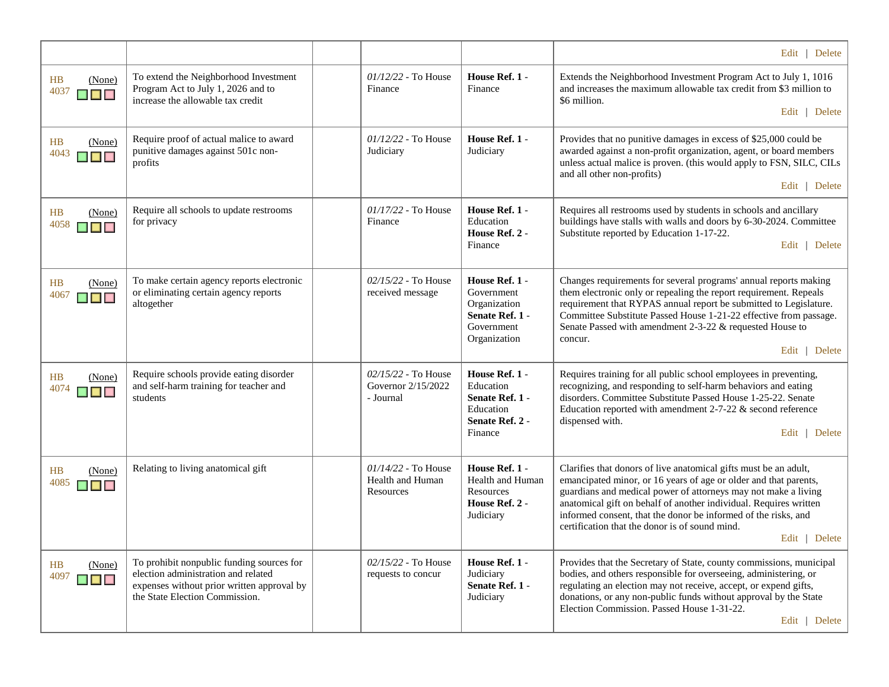| | | | | | |
|---|---|---|---|---|---|
| | | | | | Edit \| Delete |
| HB 4037 (None) | To extend the Neighborhood Investment Program Act to July 1, 2026 and to increase the allowable tax credit | | *01/12/22* - To House Finance | **House Ref. 1** - Finance | Extends the Neighborhood Investment Program Act to July 1, 1016 and increases the maximum allowable tax credit from $3 million to $6 million. Edit \| Delete |
| HB 4043 (None) | Require proof of actual malice to award punitive damages against 501c non-profits | | *01/12/22* - To House Judiciary | **House Ref. 1** - Judiciary | Provides that no punitive damages in excess of $25,000 could be awarded against a non-profit organization, agent, or board members unless actual malice is proven. (this would apply to FSN, SILC, CILs and all other non-profits) Edit \| Delete |
| HB 4058 (None) | Require all schools to update restrooms for privacy | | *01/17/22* - To House Finance | **House Ref. 1** - Education **House Ref. 2** - Finance | Requires all restrooms used by students in schools and ancillary buildings have stalls with walls and doors by 6-30-2024. Committee Substitute reported by Education 1-17-22. Edit \| Delete |
| HB 4067 (None) | To make certain agency reports electronic or eliminating certain agency reports altogether | | *02/15/22* - To House received message | **House Ref. 1** - Government Organization **Senate Ref. 1** - Government Organization | Changes requirements for several programs' annual reports making them electronic only or repealing the report requirement. Repeals requirement that RYPAS annual report be submitted to Legislature. Committee Substitute Passed House 1-21-22 effective from passage. Senate Passed with amendment 2-3-22 & requested House to concur. Edit \| Delete |
| HB 4074 (None) | Require schools provide eating disorder and self-harm training for teacher and students | | *02/15/22* - To House Governor 2/15/2022 - Journal | **House Ref. 1** - Education **Senate Ref. 1** - Education **Senate Ref. 2** - Finance | Requires training for all public school employees in preventing, recognizing, and responding to self-harm behaviors and eating disorders. Committee Substitute Passed House 1-25-22. Senate Education reported with amendment 2-7-22 & second reference dispensed with. Edit \| Delete |
| HB 4085 (None) | Relating to living anatomical gift | | *01/14/22* - To House Health and Human Resources | **House Ref. 1** - Health and Human Resources **House Ref. 2** - Judiciary | Clarifies that donors of live anatomical gifts must be an adult, emancipated minor, or 16 years of age or older and that parents, guardians and medical power of attorneys may not make a living anatomical gift on behalf of another individual. Requires written informed consent, that the donor be informed of the risks, and certification that the donor is of sound mind. Edit \| Delete |
| HB 4097 (None) | To prohibit nonpublic funding sources for election administration and related expenses without prior written approval by the State Election Commission. | | *02/15/22* - To House requests to concur | **House Ref. 1** - Judiciary **Senate Ref. 1** - Judiciary | Provides that the Secretary of State, county commissions, municipal bodies, and others responsible for overseeing, administering, or regulating an election may not receive, accept, or expend gifts, donations, or any non-public funds without approval by the State Election Commission. Passed House 1-31-22. Edit \| Delete |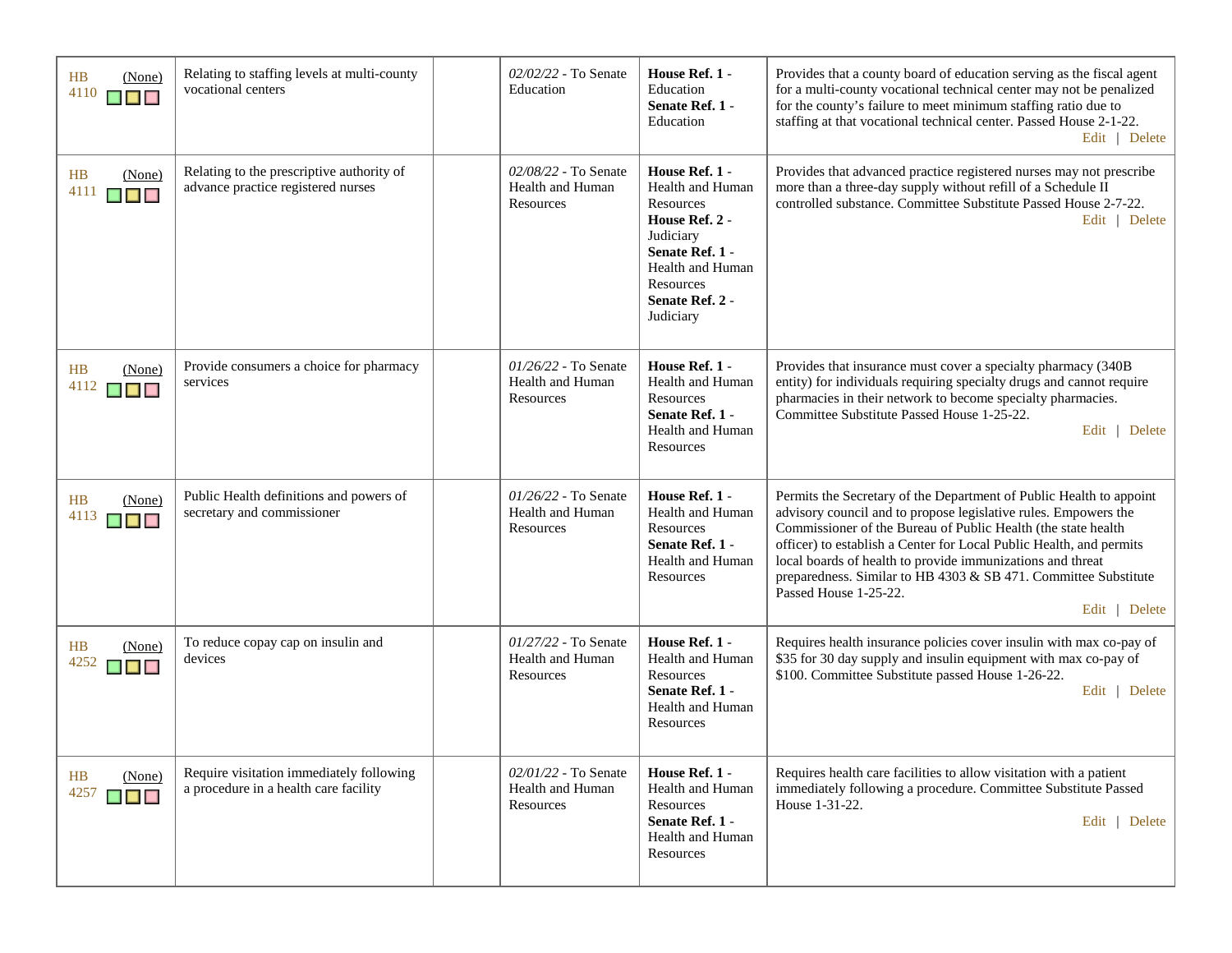| | | | | | |
|---|---|---|---|---|---|
| HB 4110 (None) | Relating to staffing levels at multi-county vocational centers | | *02/02/22* - To Senate Education | **House Ref. 1** - Education **Senate Ref. 1** - Education | Provides that a county board of education serving as the fiscal agent for a multi-county vocational technical center may not be penalized for the county's failure to meet minimum staffing ratio due to staffing at that vocational technical center. Passed House 2-1-22. Edit \| Delete |
| HB 4111 (None) | Relating to the prescriptive authority of advance practice registered nurses | | *02/08/22* - To Senate Health and Human Resources | **House Ref. 1** - Health and Human Resources **House Ref. 2** - Judiciary **Senate Ref. 1** - Health and Human Resources **Senate Ref. 2** - Judiciary | Provides that advanced practice registered nurses may not prescribe more than a three-day supply without refill of a Schedule II controlled substance. Committee Substitute Passed House 2-7-22. Edit \| Delete |
| HB 4112 (None) | Provide consumers a choice for pharmacy services | | *01/26/22* - To Senate Health and Human Resources | **House Ref. 1** - Health and Human Resources **Senate Ref. 1** - Health and Human Resources | Provides that insurance must cover a specialty pharmacy (340B entity) for individuals requiring specialty drugs and cannot require pharmacies in their network to become specialty pharmacies. Committee Substitute Passed House 1-25-22. Edit \| Delete |
| HB 4113 (None) | Public Health definitions and powers of secretary and commissioner | | *01/26/22* - To Senate Health and Human Resources | **House Ref. 1** - Health and Human Resources **Senate Ref. 1** - Health and Human Resources | Permits the Secretary of the Department of Public Health to appoint advisory council and to propose legislative rules. Empowers the Commissioner of the Bureau of Public Health (the state health officer) to establish a Center for Local Public Health, and permits local boards of health to provide immunizations and threat preparedness. Similar to HB 4303 & SB 471. Committee Substitute Passed House 1-25-22. Edit \| Delete |
| HB 4252 (None) | To reduce copay cap on insulin and devices | | *01/27/22* - To Senate Health and Human Resources | **House Ref. 1** - Health and Human Resources **Senate Ref. 1** - Health and Human Resources | Requires health insurance policies cover insulin with max co-pay of $35 for 30 day supply and insulin equipment with max co-pay of $100. Committee Substitute passed House 1-26-22. Edit \| Delete |
| HB 4257 (None) | Require visitation immediately following a procedure in a health care facility | | *02/01/22* - To Senate Health and Human Resources | **House Ref. 1** - Health and Human Resources **Senate Ref. 1** - Health and Human Resources | Requires health care facilities to allow visitation with a patient immediately following a procedure. Committee Substitute Passed House 1-31-22. Edit \| Delete |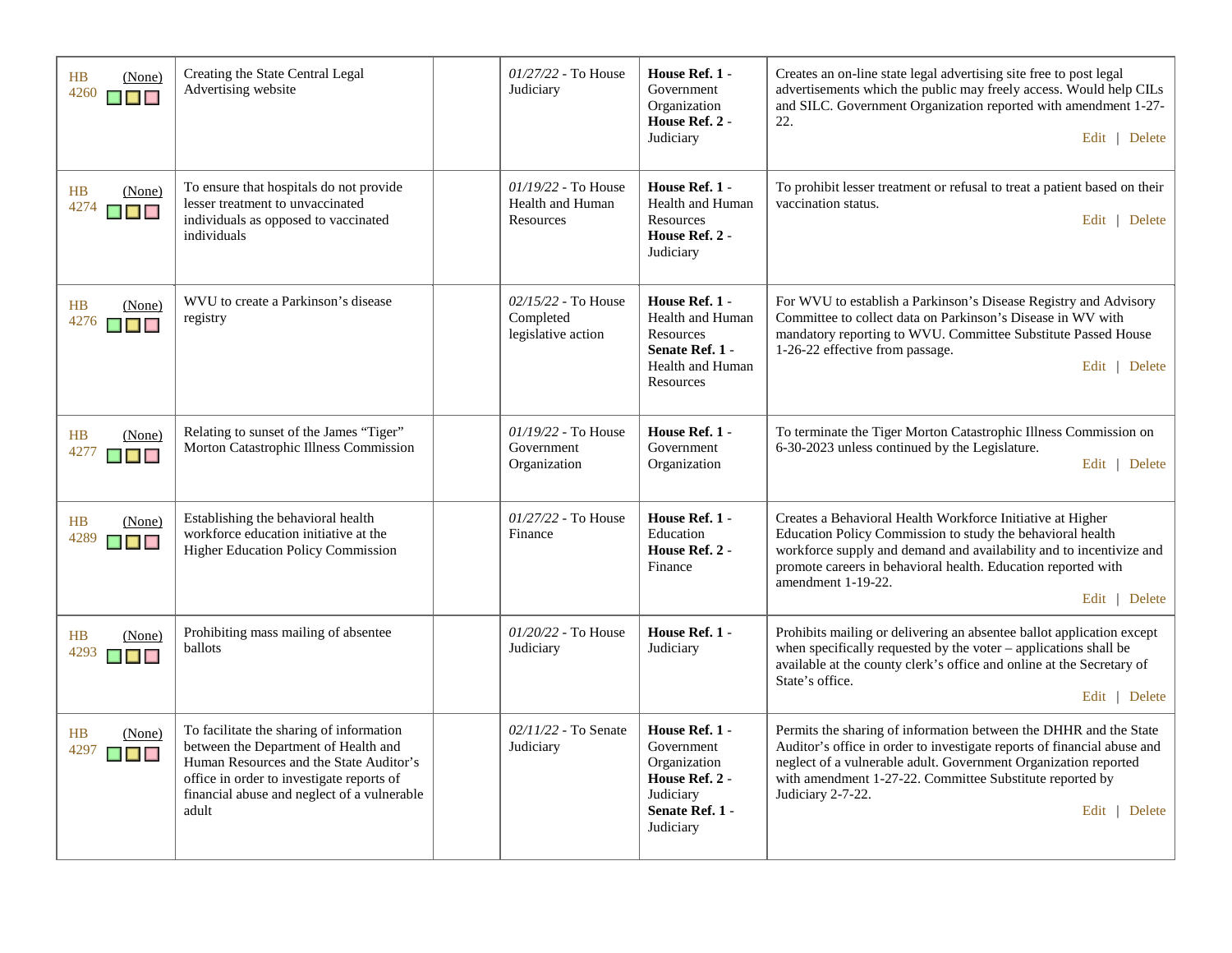| | | | | | |
|---|---|---|---|---|---|
| HB 4260 (None) | Creating the State Central Legal Advertising website | | *01/27/22* - To House Judiciary | **House Ref. 1** - Government Organization **House Ref. 2** - Judiciary | Creates an on-line state legal advertising site free to post legal advertisements which the public may freely access. Would help CILs and SILC. Government Organization reported with amendment 1-27-22. Edit \| Delete |
| HB 4274 (None) | To ensure that hospitals do not provide lesser treatment to unvaccinated individuals as opposed to vaccinated individuals | | *01/19/22* - To House Health and Human Resources | **House Ref. 1** - Health and Human Resources **House Ref. 2** - Judiciary | To prohibit lesser treatment or refusal to treat a patient based on their vaccination status. Edit \| Delete |
| HB 4276 (None) | WVU to create a Parkinson's disease registry | | *02/15/22* - To House Completed legislative action | **House Ref. 1** - Health and Human Resources **Senate Ref. 1** - Health and Human Resources | For WVU to establish a Parkinson's Disease Registry and Advisory Committee to collect data on Parkinson's Disease in WV with mandatory reporting to WVU. Committee Substitute Passed House 1-26-22 effective from passage. Edit \| Delete |
| HB 4277 (None) | Relating to sunset of the James "Tiger" Morton Catastrophic Illness Commission | | *01/19/22* - To House Government Organization | **House Ref. 1** - Government Organization | To terminate the Tiger Morton Catastrophic Illness Commission on 6-30-2023 unless continued by the Legislature. Edit \| Delete |
| HB 4289 (None) | Establishing the behavioral health workforce education initiative at the Higher Education Policy Commission | | *01/27/22* - To House Finance | **House Ref. 1** - Education **House Ref. 2** - Finance | Creates a Behavioral Health Workforce Initiative at Higher Education Policy Commission to study the behavioral health workforce supply and demand and availability and to incentivize and promote careers in behavioral health. Education reported with amendment 1-19-22. Edit \| Delete |
| HB 4293 (None) | Prohibiting mass mailing of absentee ballots | | *01/20/22* - To House Judiciary | **House Ref. 1** - Judiciary | Prohibits mailing or delivering an absentee ballot application except when specifically requested by the voter – applications shall be available at the county clerk's office and online at the Secretary of State's office. Edit \| Delete |
| HB 4297 (None) | To facilitate the sharing of information between the Department of Health and Human Resources and the State Auditor's office in order to investigate reports of financial abuse and neglect of a vulnerable adult | | *02/11/22* - To Senate Judiciary | **House Ref. 1** - Government Organization **House Ref. 2** - Judiciary **Senate Ref. 1** - Judiciary | Permits the sharing of information between the DHHR and the State Auditor's office in order to investigate reports of financial abuse and neglect of a vulnerable adult. Government Organization reported with amendment 1-27-22. Committee Substitute reported by Judiciary 2-7-22. Edit \| Delete |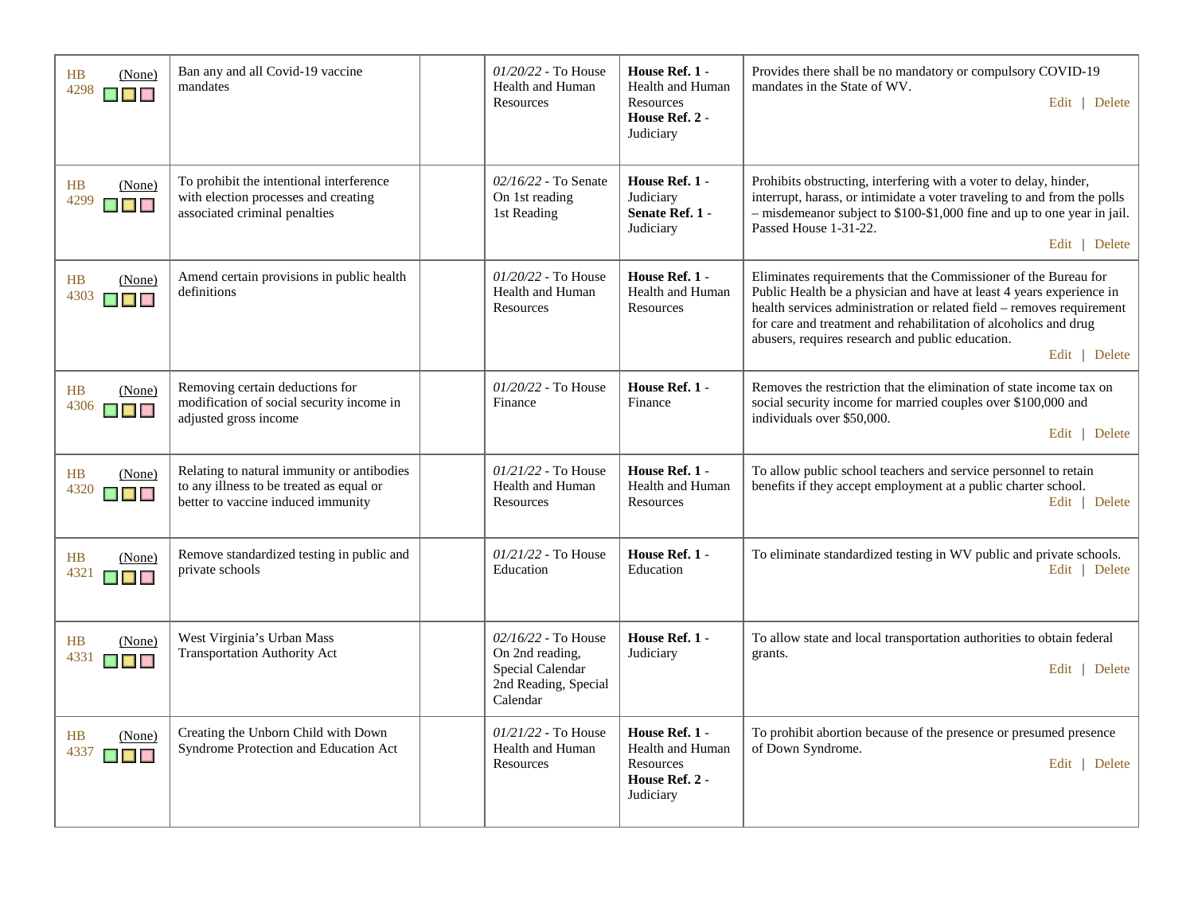| | | | | | |
|---|---|---|---|---|---|
| HB 4298 (None) | Ban any and all Covid-19 vaccine mandates | | *01/20/22* - To House Health and Human Resources | **House Ref. 1** - Health and Human Resources **House Ref. 2** - Judiciary | Provides there shall be no mandatory or compulsory COVID-19 mandates in the State of WV. Edit \| Delete |
| HB 4299 (None) | To prohibit the intentional interference with election processes and creating associated criminal penalties | | *02/16/22* - To Senate On 1st reading 1st Reading | **House Ref. 1** - Judiciary **Senate Ref. 1** - Judiciary | Prohibits obstructing, interfering with a voter to delay, hinder, interrupt, harass, or intimidate a voter traveling to and from the polls – misdemeanor subject to $100-$1,000 fine and up to one year in jail. Passed House 1-31-22. Edit \| Delete |
| HB 4303 (None) | Amend certain provisions in public health definitions | | *01/20/22* - To House Health and Human Resources | **House Ref. 1** - Health and Human Resources | Eliminates requirements that the Commissioner of the Bureau for Public Health be a physician and have at least 4 years experience in health services administration or related field – removes requirement for care and treatment and rehabilitation of alcoholics and drug abusers, requires research and public education. Edit \| Delete |
| HB 4306 (None) | Removing certain deductions for modification of social security income in adjusted gross income | | *01/20/22* - To House Finance | **House Ref. 1** - Finance | Removes the restriction that the elimination of state income tax on social security income for married couples over $100,000 and individuals over $50,000. Edit \| Delete |
| HB 4320 (None) | Relating to natural immunity or antibodies to any illness to be treated as equal or better to vaccine induced immunity | | *01/21/22* - To House Health and Human Resources | **House Ref. 1** - Health and Human Resources | To allow public school teachers and service personnel to retain benefits if they accept employment at a public charter school. Edit \| Delete |
| HB 4321 (None) | Remove standardized testing in public and private schools | | *01/21/22* - To House Education | **House Ref. 1** - Education | To eliminate standardized testing in WV public and private schools. Edit \| Delete |
| HB 4331 (None) | West Virginia's Urban Mass Transportation Authority Act | | *02/16/22* - To House On 2nd reading, Special Calendar 2nd Reading, Special Calendar | **House Ref. 1** - Judiciary | To allow state and local transportation authorities to obtain federal grants. Edit \| Delete |
| HB 4337 (None) | Creating the Unborn Child with Down Syndrome Protection and Education Act | | *01/21/22* - To House Health and Human Resources | **House Ref. 1** - Health and Human Resources **House Ref. 2** - Judiciary | To prohibit abortion because of the presence or presumed presence of Down Syndrome. Edit \| Delete |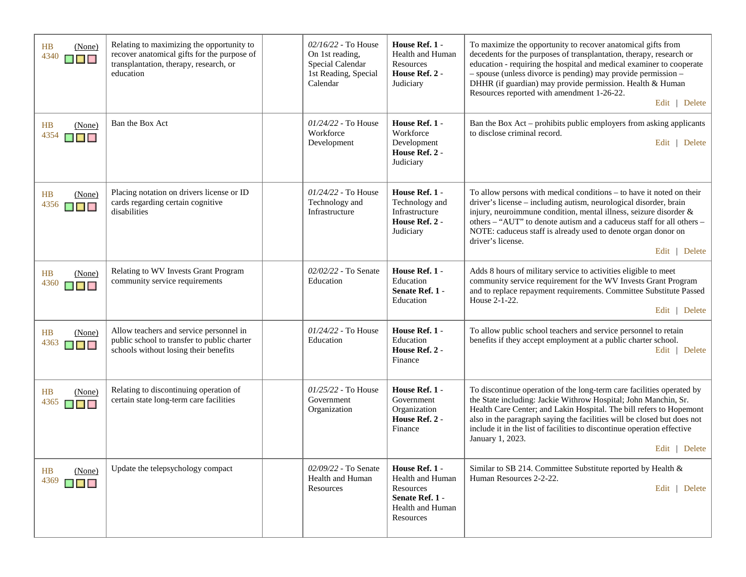| | | | | | |
|---|---|---|---|---|---|
| HB 4340 (None) | Relating to maximizing the opportunity to recover anatomical gifts for the purpose of transplantation, therapy, research, or education | | *02/16/22* - To House On 1st reading, Special Calendar 1st Reading, Special Calendar | **House Ref. 1** - Health and Human Resources **House Ref. 2** - Judiciary | To maximize the opportunity to recover anatomical gifts from decedents for the purposes of transplantation, therapy, research or education - requiring the hospital and medical examiner to cooperate – spouse (unless divorce is pending) may provide permission – DHHR (if guardian) may provide permission. Health & Human Resources reported with amendment 1-26-22. Edit \| Delete |
| HB 4354 (None) | Ban the Box Act | | *01/24/22* - To House Workforce Development | **House Ref. 1** - Workforce Development **House Ref. 2** - Judiciary | Ban the Box Act – prohibits public employers from asking applicants to disclose criminal record. Edit \| Delete |
| HB 4356 (None) | Placing notation on drivers license or ID cards regarding certain cognitive disabilities | | *01/24/22* - To House Technology and Infrastructure | **House Ref. 1** - Technology and Infrastructure **House Ref. 2** - Judiciary | To allow persons with medical conditions – to have it noted on their driver's license – including autism, neurological disorder, brain injury, neuroimmune condition, mental illness, seizure disorder & others – "AUT" to denote autism and a caduceus staff for all others – NOTE: caduceus staff is already used to denote organ donor on driver's license. Edit \| Delete |
| HB 4360 (None) | Relating to WV Invests Grant Program community service requirements | | *02/02/22* - To Senate Education | **House Ref. 1** - Education **Senate Ref. 1** - Education | Adds 8 hours of military service to activities eligible to meet community service requirement for the WV Invests Grant Program and to replace repayment requirements. Committee Substitute Passed House 2-1-22. Edit \| Delete |
| HB 4363 (None) | Allow teachers and service personnel in public school to transfer to public charter schools without losing their benefits | | *01/24/22* - To House Education | **House Ref. 1** - Education **House Ref. 2** - Finance | To allow public school teachers and service personnel to retain benefits if they accept employment at a public charter school. Edit \| Delete |
| HB 4365 (None) | Relating to discontinuing operation of certain state long-term care facilities | | *01/25/22* - To House Government Organization | **House Ref. 1** - Government Organization **House Ref. 2** - Finance | To discontinue operation of the long-term care facilities operated by the State including: Jackie Withrow Hospital; John Manchin, Sr. Health Care Center; and Lakin Hospital. The bill refers to Hopemont also in the paragraph saying the facilities will be closed but does not include it in the list of facilities to discontinue operation effective January 1, 2023. Edit \| Delete |
| HB 4369 (None) | Update the telepsychology compact | | *02/09/22* - To Senate Health and Human Resources | **House Ref. 1** - Health and Human Resources **Senate Ref. 1** - Health and Human Resources | Similar to SB 214. Committee Substitute reported by Health & Human Resources 2-2-22. Edit \| Delete |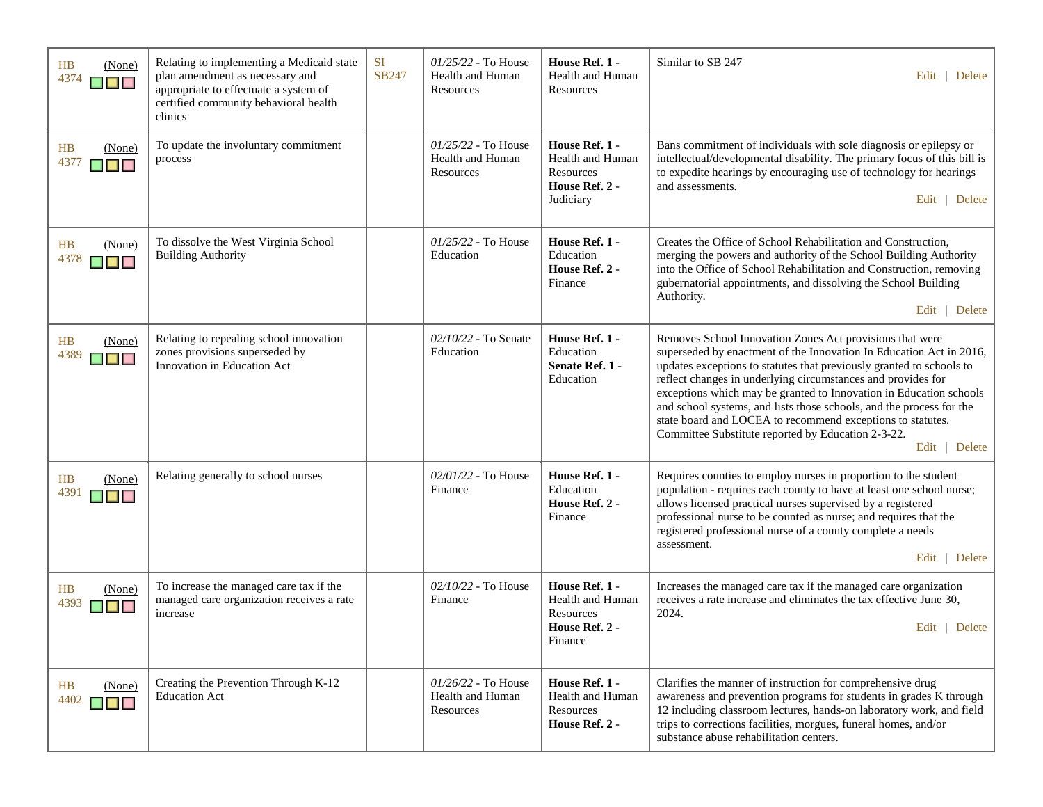| | | | | | |
|---|---|---|---|---|---|
| HB 4374 (None) | Relating to implementing a Medicaid state plan amendment as necessary and appropriate to effectuate a system of certified community behavioral health clinics | SI SB247 | *01/25/22* - To House Health and Human Resources | **House Ref. 1** - Health and Human Resources | Similar to SB 247 Edit \| Delete |
| HB 4377 (None) | To update the involuntary commitment process | | *01/25/22* - To House Health and Human Resources | **House Ref. 1** - Health and Human Resources **House Ref. 2** - Judiciary | Bans commitment of individuals with sole diagnosis or epilepsy or intellectual/developmental disability. The primary focus of this bill is to expedite hearings by encouraging use of technology for hearings and assessments. Edit \| Delete |
| HB 4378 (None) | To dissolve the West Virginia School Building Authority | | *01/25/22* - To House Education | **House Ref. 1** - Education **House Ref. 2** - Finance | Creates the Office of School Rehabilitation and Construction, merging the powers and authority of the School Building Authority into the Office of School Rehabilitation and Construction, removing gubernatorial appointments, and dissolving the School Building Authority. Edit \| Delete |
| HB 4389 (None) | Relating to repealing school innovation zones provisions superseded by Innovation in Education Act | | *02/10/22* - To Senate Education | **House Ref. 1** - Education **Senate Ref. 1** - Education | Removes School Innovation Zones Act provisions that were superseded by enactment of the Innovation In Education Act in 2016, updates exceptions to statutes that previously granted to schools to reflect changes in underlying circumstances and provides for exceptions which may be granted to Innovation in Education schools and school systems, and lists those schools, and the process for the state board and LOCEA to recommend exceptions to statutes. Committee Substitute reported by Education 2-3-22. Edit \| Delete |
| HB 4391 (None) | Relating generally to school nurses | | *02/01/22* - To House Finance | **House Ref. 1** - Education **House Ref. 2** - Finance | Requires counties to employ nurses in proportion to the student population - requires each county to have at least one school nurse; allows licensed practical nurses supervised by a registered professional nurse to be counted as nurse; and requires that the registered professional nurse of a county complete a needs assessment. Edit \| Delete |
| HB 4393 (None) | To increase the managed care tax if the managed care organization receives a rate increase | | *02/10/22* - To House Finance | **House Ref. 1** - Health and Human Resources **House Ref. 2** - Finance | Increases the managed care tax if the managed care organization receives a rate increase and eliminates the tax effective June 30, 2024. Edit \| Delete |
| HB 4402 (None) | Creating the Prevention Through K-12 Education Act | | *01/26/22* - To House Health and Human Resources | **House Ref. 1** - Health and Human Resources **House Ref. 2** - | Clarifies the manner of instruction for comprehensive drug awareness and prevention programs for students in grades K through 12 including classroom lectures, hands-on laboratory work, and field trips to corrections facilities, morgues, funeral homes, and/or substance abuse rehabilitation centers. |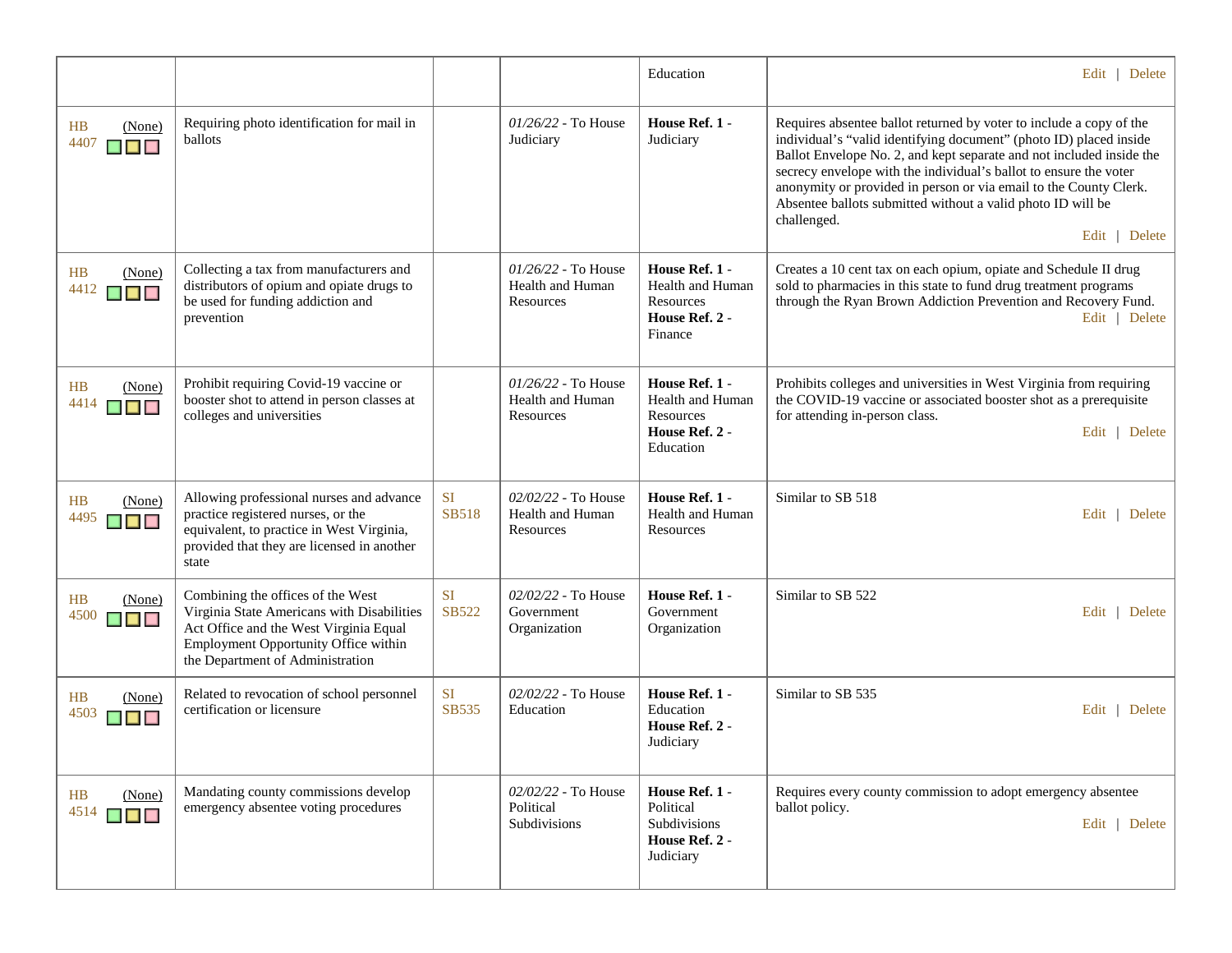| | | | | | |
|---|---|---|---|---|---|
| | | | | Education | Edit \| Delete |
| HB 4407 (None) | Requiring photo identification for mail in ballots | | *01/26/22* - To House Judiciary | **House Ref. 1** - Judiciary | Requires absentee ballot returned by voter to include a copy of the individual's "valid identifying document" (photo ID) placed inside Ballot Envelope No. 2, and kept separate and not included inside the secrecy envelope with the individual's ballot to ensure the voter anonymity or provided in person or via email to the County Clerk. Absentee ballots submitted without a valid photo ID will be challenged. Edit \| Delete |
| HB 4412 (None) | Collecting a tax from manufacturers and distributors of opium and opiate drugs to be used for funding addiction and prevention | | *01/26/22* - To House Health and Human Resources | **House Ref. 1** - Health and Human Resources **House Ref. 2** - Finance | Creates a 10 cent tax on each opium, opiate and Schedule II drug sold to pharmacies in this state to fund drug treatment programs through the Ryan Brown Addiction Prevention and Recovery Fund. Edit \| Delete |
| HB 4414 (None) | Prohibit requiring Covid-19 vaccine or booster shot to attend in person classes at colleges and universities | | *01/26/22* - To House Health and Human Resources | **House Ref. 1** - Health and Human Resources **House Ref. 2** - Education | Prohibits colleges and universities in West Virginia from requiring the COVID-19 vaccine or associated booster shot as a prerequisite for attending in-person class. Edit \| Delete |
| HB 4495 (None) | Allowing professional nurses and advance practice registered nurses, or the equivalent, to practice in West Virginia, provided that they are licensed in another state | SI SB518 | *02/02/22* - To House Health and Human Resources | **House Ref. 1** - Health and Human Resources | Similar to SB 518 Edit \| Delete |
| HB 4500 (None) | Combining the offices of the West Virginia State Americans with Disabilities Act Office and the West Virginia Equal Employment Opportunity Office within the Department of Administration | SI SB522 | *02/02/22* - To House Government Organization | **House Ref. 1** - Government Organization | Similar to SB 522 Edit \| Delete |
| HB 4503 (None) | Related to revocation of school personnel certification or licensure | SI SB535 | *02/02/22* - To House Education | **House Ref. 1** - Education **House Ref. 2** - Judiciary | Similar to SB 535 Edit \| Delete |
| HB 4514 (None) | Mandating county commissions develop emergency absentee voting procedures | | *02/02/22* - To House Political Subdivisions | **House Ref. 1** - Political Subdivisions **House Ref. 2** - Judiciary | Requires every county commission to adopt emergency absentee ballot policy. Edit \| Delete |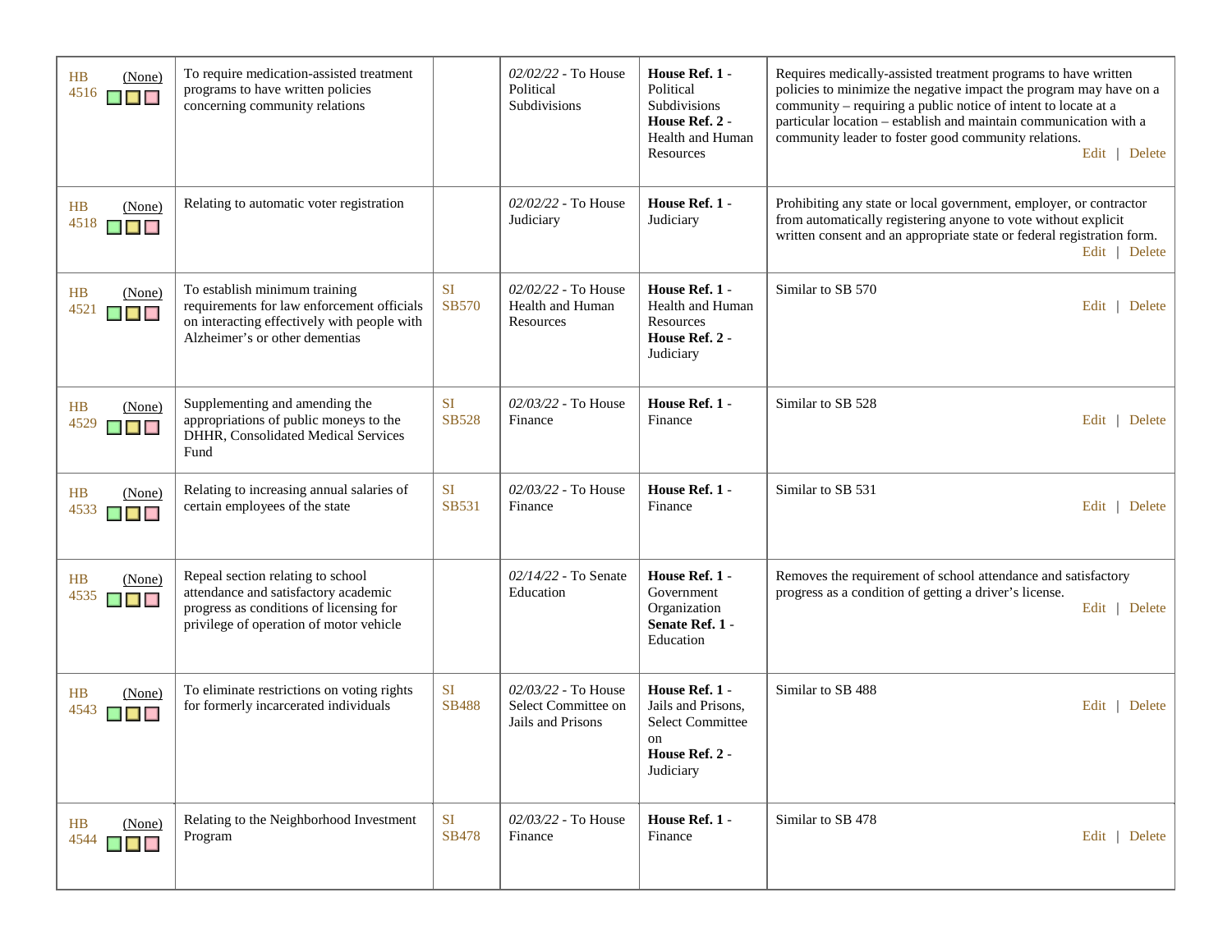| | | | | | |
|---|---|---|---|---|---|
| HB 4516 (None) | To require medication-assisted treatment programs to have written policies concerning community relations | | *02/02/22* - To House Political Subdivisions | **House Ref. 1** - Political Subdivisions **House Ref. 2** - Health and Human Resources | Requires medically-assisted treatment programs to have written policies to minimize the negative impact the program may have on a community – requiring a public notice of intent to locate at a particular location – establish and maintain communication with a community leader to foster good community relations. Edit \| Delete |
| HB 4518 (None) | Relating to automatic voter registration | | *02/02/22* - To House Judiciary | **House Ref. 1** - Judiciary | Prohibiting any state or local government, employer, or contractor from automatically registering anyone to vote without explicit written consent and an appropriate state or federal registration form. Edit \| Delete |
| HB 4521 (None) | To establish minimum training requirements for law enforcement officials on interacting effectively with people with Alzheimer's or other dementias | SI SB570 | *02/02/22* - To House Health and Human Resources | **House Ref. 1** - Health and Human Resources **House Ref. 2** - Judiciary | Similar to SB 570 Edit \| Delete |
| HB 4529 (None) | Supplementing and amending the appropriations of public moneys to the DHHR, Consolidated Medical Services Fund | SI SB528 | *02/03/22* - To House Finance | **House Ref. 1** - Finance | Similar to SB 528 Edit \| Delete |
| HB 4533 (None) | Relating to increasing annual salaries of certain employees of the state | SI SB531 | *02/03/22* - To House Finance | **House Ref. 1** - Finance | Similar to SB 531 Edit \| Delete |
| HB 4535 (None) | Repeal section relating to school attendance and satisfactory academic progress as conditions of licensing for privilege of operation of motor vehicle | | *02/14/22* - To Senate Education | **House Ref. 1** - Government Organization **Senate Ref. 1** - Education | Removes the requirement of school attendance and satisfactory progress as a condition of getting a driver's license. Edit \| Delete |
| HB 4543 (None) | To eliminate restrictions on voting rights for formerly incarcerated individuals | SI SB488 | *02/03/22* - To House Select Committee on Jails and Prisons | **House Ref. 1** - Jails and Prisons, Select Committee on **House Ref. 2** - Judiciary | Similar to SB 488 Edit \| Delete |
| HB 4544 (None) | Relating to the Neighborhood Investment Program | SI SB478 | *02/03/22* - To House Finance | **House Ref. 1** - Finance | Similar to SB 478 Edit \| Delete |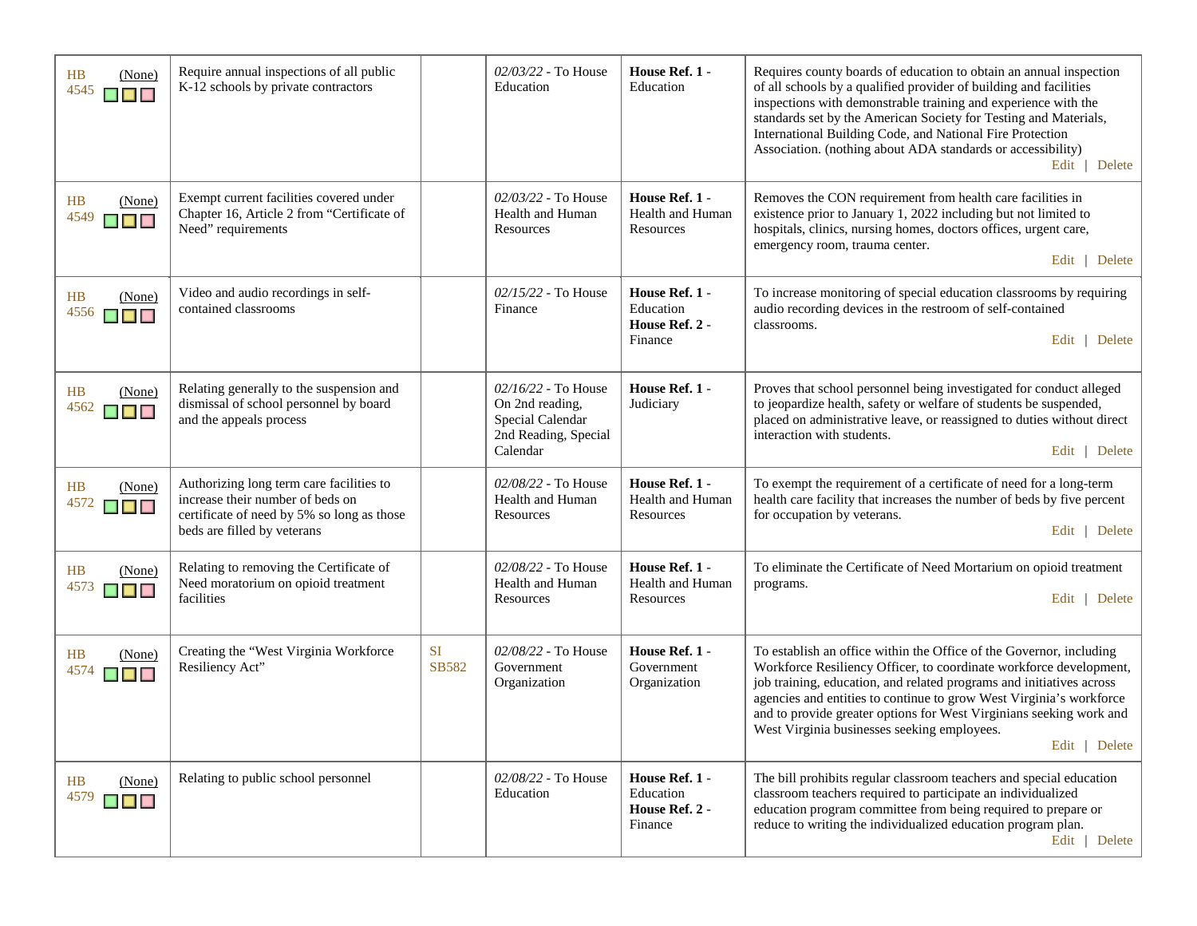| | | | | | |
|---|---|---|---|---|---|
| HB 4545 (None) | Require annual inspections of all public K-12 schools by private contractors | | *02/03/22* - To House Education | **House Ref. 1** - Education | Requires county boards of education to obtain an annual inspection of all schools by a qualified provider of building and facilities inspections with demonstrable training and experience with the standards set by the American Society for Testing and Materials, International Building Code, and National Fire Protection Association. (nothing about ADA standards or accessibility) Edit \| Delete |
| HB 4549 (None) | Exempt current facilities covered under Chapter 16, Article 2 from "Certificate of Need" requirements | | *02/03/22* - To House Health and Human Resources | **House Ref. 1** - Health and Human Resources | Removes the CON requirement from health care facilities in existence prior to January 1, 2022 including but not limited to hospitals, clinics, nursing homes, doctors offices, urgent care, emergency room, trauma center. Edit \| Delete |
| HB 4556 (None) | Video and audio recordings in self-contained classrooms | | *02/15/22* - To House Finance | **House Ref. 1** - Education **House Ref. 2** - Finance | To increase monitoring of special education classrooms by requiring audio recording devices in the restroom of self-contained classrooms. Edit \| Delete |
| HB 4562 (None) | Relating generally to the suspension and dismissal of school personnel by board and the appeals process | | *02/16/22* - To House On 2nd reading, Special Calendar 2nd Reading, Special Calendar | **House Ref. 1** - Judiciary | Proves that school personnel being investigated for conduct alleged to jeopardize health, safety or welfare of students be suspended, placed on administrative leave, or reassigned to duties without direct interaction with students. Edit \| Delete |
| HB 4572 (None) | Authorizing long term care facilities to increase their number of beds on certificate of need by 5% so long as those beds are filled by veterans | | *02/08/22* - To House Health and Human Resources | **House Ref. 1** - Health and Human Resources | To exempt the requirement of a certificate of need for a long-term health care facility that increases the number of beds by five percent for occupation by veterans. Edit \| Delete |
| HB 4573 (None) | Relating to removing the Certificate of Need moratorium on opioid treatment facilities | | *02/08/22* - To House Health and Human Resources | **House Ref. 1** - Health and Human Resources | To eliminate the Certificate of Need Mortarium on opioid treatment programs. Edit \| Delete |
| HB 4574 (None) | Creating the "West Virginia Workforce Resiliency Act" | SI SB582 | *02/08/22* - To House Government Organization | **House Ref. 1** - Government Organization | To establish an office within the Office of the Governor, including Workforce Resiliency Officer, to coordinate workforce development, job training, education, and related programs and initiatives across agencies and entities to continue to grow West Virginia's workforce and to provide greater options for West Virginians seeking work and West Virginia businesses seeking employees. Edit \| Delete |
| HB 4579 (None) | Relating to public school personnel | | *02/08/22* - To House Education | **House Ref. 1** - Education **House Ref. 2** - Finance | The bill prohibits regular classroom teachers and special education classroom teachers required to participate an individualized education program committee from being required to prepare or reduce to writing the individualized education program plan. Edit \| Delete |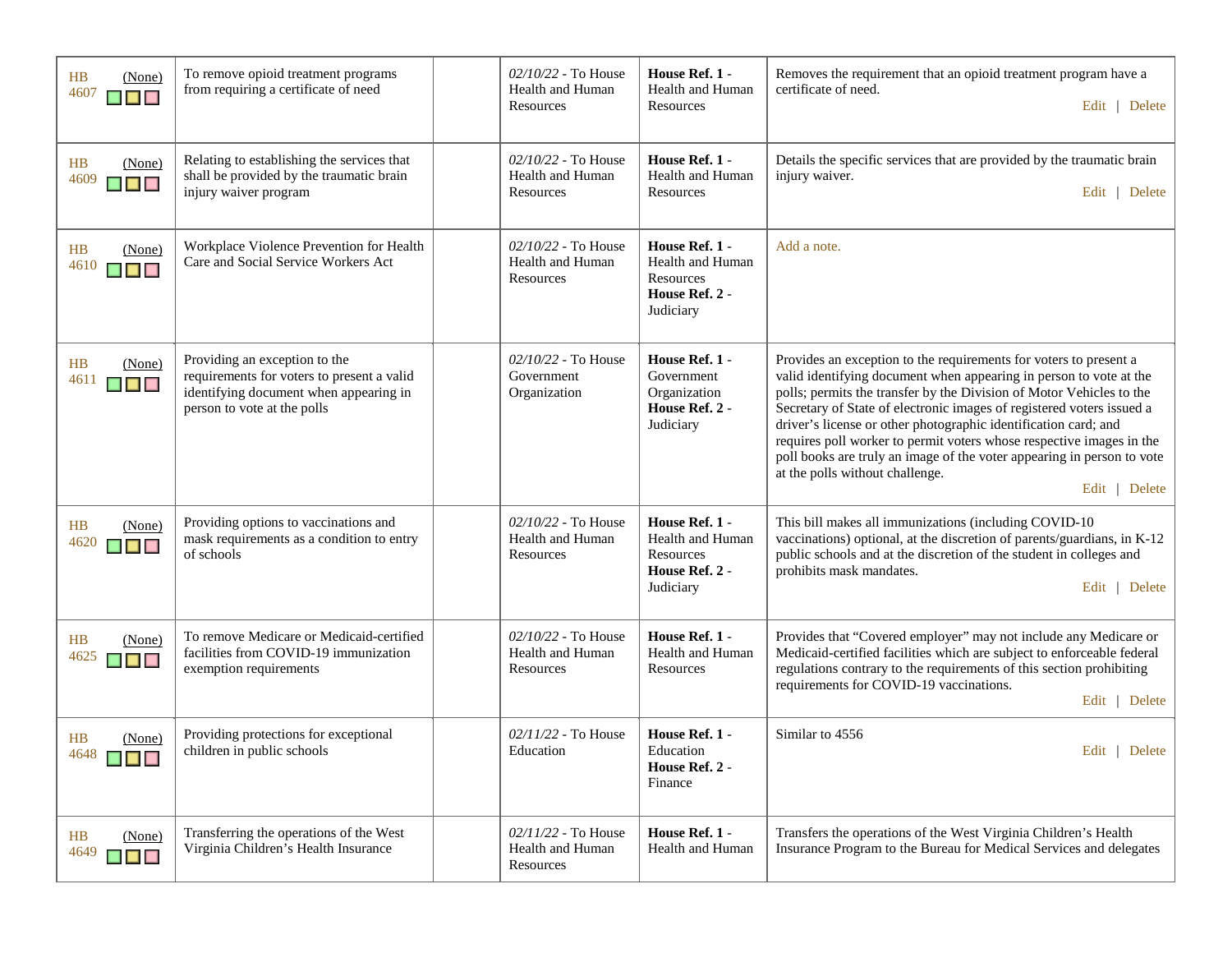| | | | | | |
|---|---|---|---|---|---|
| HB 4607 (None) | To remove opioid treatment programs from requiring a certificate of need | | *02/10/22* - To House Health and Human Resources | **House Ref. 1** - Health and Human Resources | Removes the requirement that an opioid treatment program have a certificate of need. Edit \| Delete |
| HB 4609 (None) | Relating to establishing the services that shall be provided by the traumatic brain injury waiver program | | *02/10/22* - To House Health and Human Resources | **House Ref. 1** - Health and Human Resources | Details the specific services that are provided by the traumatic brain injury waiver. Edit \| Delete |
| HB 4610 (None) | Workplace Violence Prevention for Health Care and Social Service Workers Act | | *02/10/22* - To House Health and Human Resources | **House Ref. 1** - Health and Human Resources **House Ref. 2** - Judiciary | Add a note. |
| HB 4611 (None) | Providing an exception to the requirements for voters to present a valid identifying document when appearing in person to vote at the polls | | *02/10/22* - To House Government Organization | **House Ref. 1** - Government Organization **House Ref. 2** - Judiciary | Provides an exception to the requirements for voters to present a valid identifying document when appearing in person to vote at the polls; permits the transfer by the Division of Motor Vehicles to the Secretary of State of electronic images of registered voters issued a driver's license or other photographic identification card; and requires poll worker to permit voters whose respective images in the poll books are truly an image of the voter appearing in person to vote at the polls without challenge. Edit \| Delete |
| HB 4620 (None) | Providing options to vaccinations and mask requirements as a condition to entry of schools | | *02/10/22* - To House Health and Human Resources | **House Ref. 1** - Health and Human Resources **House Ref. 2** - Judiciary | This bill makes all immunizations (including COVID-10 vaccinations) optional, at the discretion of parents/guardians, in K-12 public schools and at the discretion of the student in colleges and prohibits mask mandates. Edit \| Delete |
| HB 4625 (None) | To remove Medicare or Medicaid-certified facilities from COVID-19 immunization exemption requirements | | *02/10/22* - To House Health and Human Resources | **House Ref. 1** - Health and Human Resources | Provides that "Covered employer" may not include any Medicare or Medicaid-certified facilities which are subject to enforceable federal regulations contrary to the requirements of this section prohibiting requirements for COVID-19 vaccinations. Edit \| Delete |
| HB 4648 (None) | Providing protections for exceptional children in public schools | | *02/11/22* - To House Education | **House Ref. 1** - Education **House Ref. 2** - Finance | Similar to 4556 Edit \| Delete |
| HB 4649 (None) | Transferring the operations of the West Virginia Children's Health Insurance | | *02/11/22* - To House Health and Human Resources | **House Ref. 1** - Health and Human | Transfers the operations of the West Virginia Children's Health Insurance Program to the Bureau for Medical Services and delegates |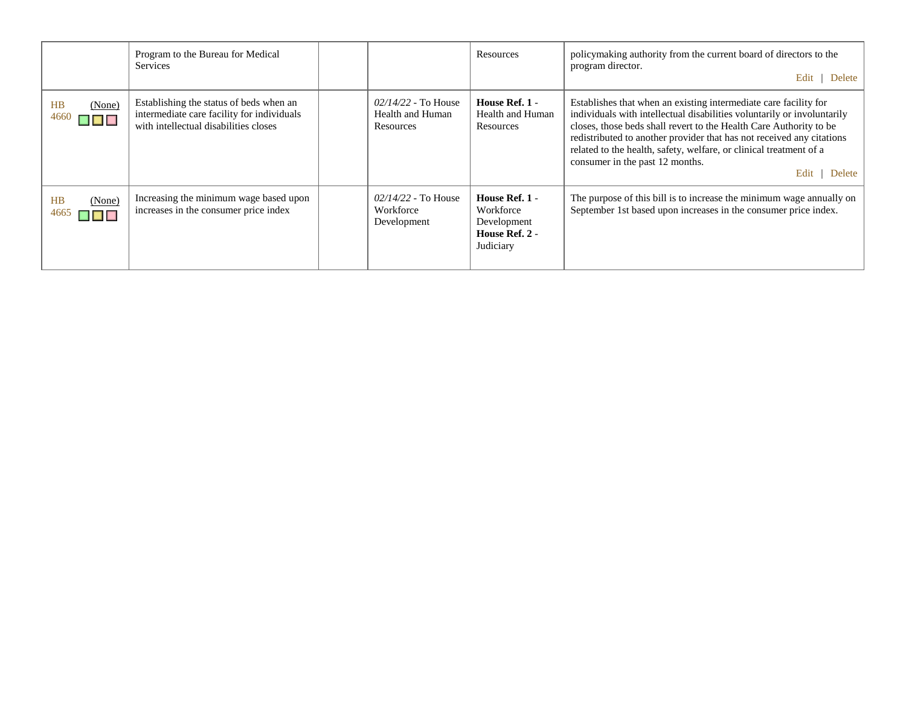| | | | | | |
|---|---|---|---|---|---|
| | Program to the Bureau for Medical Services | | | Resources | policymaking authority from the current board of directors to the program director. Edit \| Delete |
| HB 4660 (None) | Establishing the status of beds when an intermediate care facility for individuals with intellectual disabilities closes | | *02/14/22* - To House Health and Human Resources | **House Ref. 1** - Health and Human Resources | Establishes that when an existing intermediate care facility for individuals with intellectual disabilities voluntarily or involuntarily closes, those beds shall revert to the Health Care Authority to be redistributed to another provider that has not received any citations related to the health, safety, welfare, or clinical treatment of a consumer in the past 12 months. Edit \| Delete |
| HB 4665 (None) | Increasing the minimum wage based upon increases in the consumer price index | | *02/14/22* - To House Workforce Development | **House Ref. 1** - Workforce Development **House Ref. 2** - Judiciary | The purpose of this bill is to increase the minimum wage annually on September 1st based upon increases in the consumer price index. |